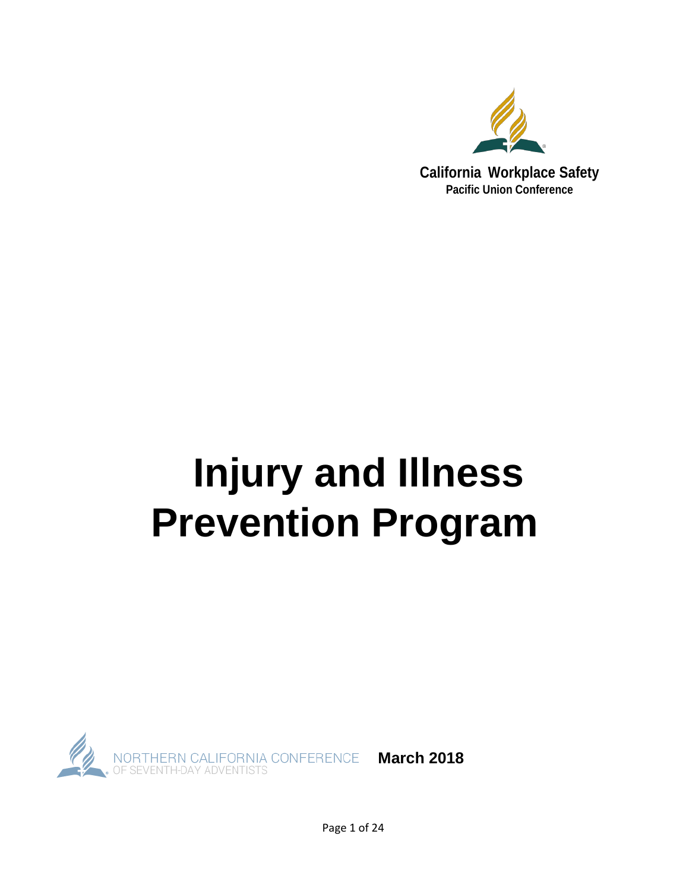**California Workplace Safety**
**Pacific Union Conference**

# Injury and Illness Prevention Program

NORTHERN CALIFORNIA CONFERENCE
OF SEVENTH-DAY ADVENTISTS

**March 2018**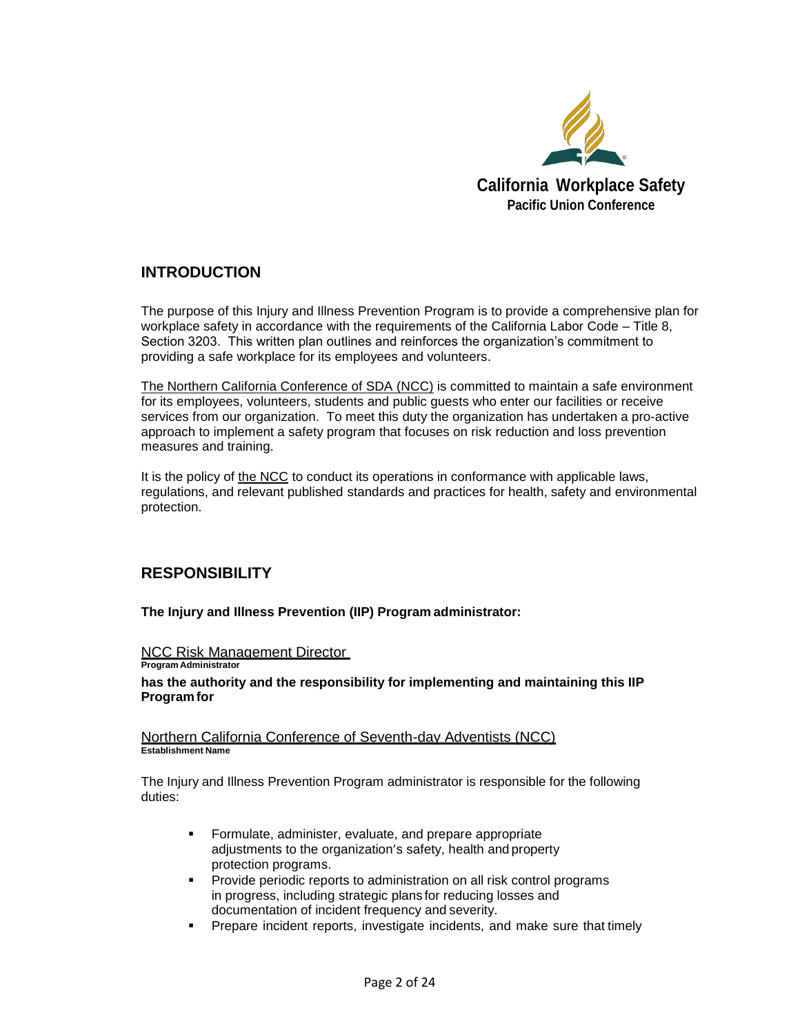California Workplace Safety
Pacific Union Conference

## INTRODUCTION

The purpose of this Injury and Illness Prevention Program is to provide a comprehensive plan for workplace safety in accordance with the requirements of the California Labor Code – Title 8, Section 3203. This written plan outlines and reinforces the organization's commitment to providing a safe workplace for its employees and volunteers.

The Northern California Conference of SDA (NCC) is committed to maintain a safe environment for its employees, volunteers, students and public guests who enter our facilities or receive services from our organization. To meet this duty the organization has undertaken a pro-active approach to implement a safety program that focuses on risk reduction and loss prevention measures and training.

It is the policy of the NCC to conduct its operations in conformance with applicable laws, regulations, and relevant published standards and practices for health, safety and environmental protection.

## RESPONSIBILITY

**The Injury and Illness Prevention (IIP) Program administrator:**

NCC Risk Management Director
**Program Administrator**

**has the authority and the responsibility for implementing and maintaining this IIP Program for**

Northern California Conference of Seventh-day Adventists (NCC)
**Establishment Name**

The Injury and Illness Prevention Program administrator is responsible for the following duties:

- Formulate, administer, evaluate, and prepare appropriate adjustments to the organization's safety, health and property protection programs.
- Provide periodic reports to administration on all risk control programs in progress, including strategic plans for reducing losses and documentation of incident frequency and severity.
- Prepare incident reports, investigate incidents, and make sure that timely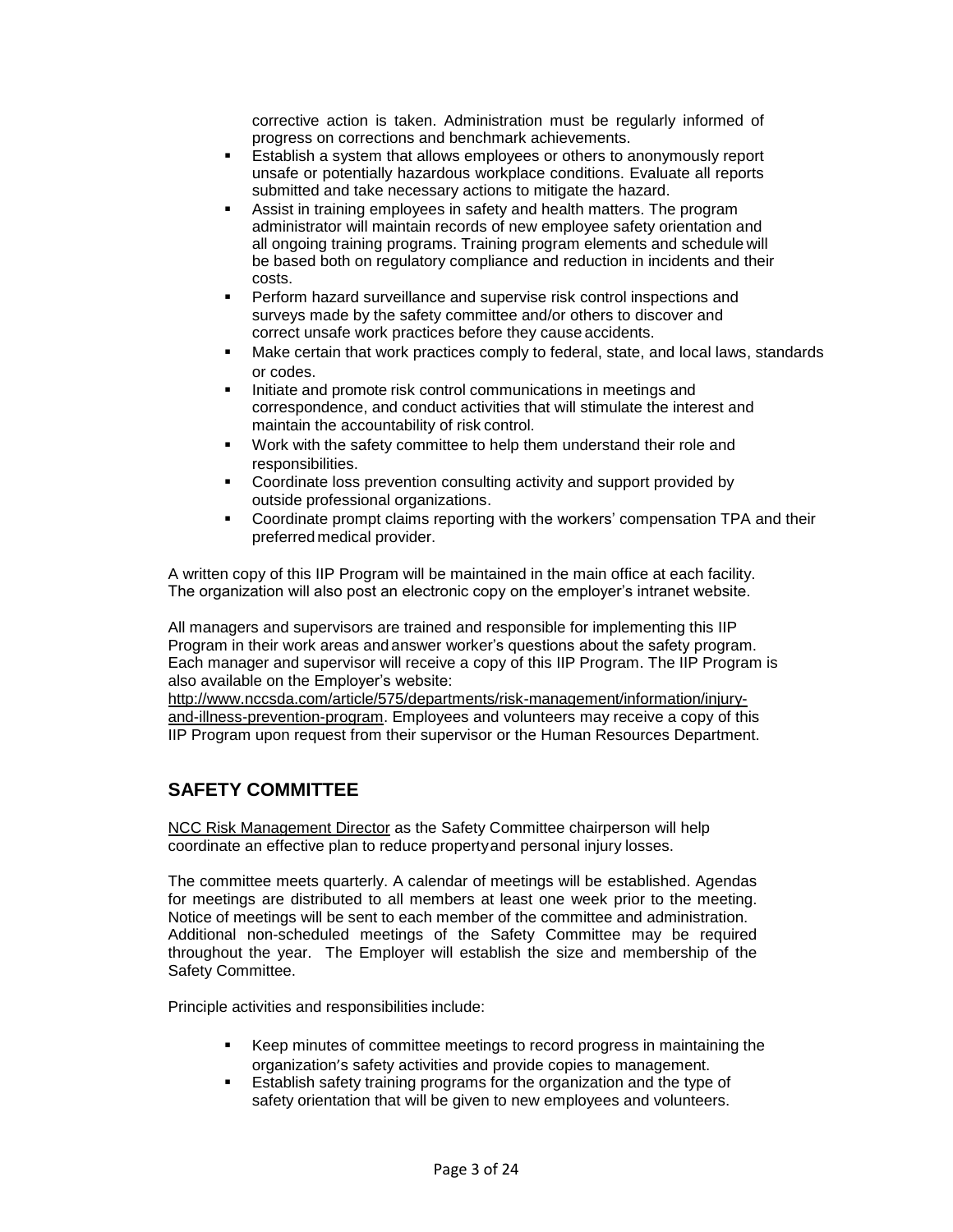corrective action is taken. Administration must be regularly informed of progress on corrections and benchmark achievements.

- Establish a system that allows employees or others to anonymously report unsafe or potentially hazardous workplace conditions. Evaluate all reports submitted and take necessary actions to mitigate the hazard.
- Assist in training employees in safety and health matters. The program administrator will maintain records of new employee safety orientation and all ongoing training programs. Training program elements and schedule will be based both on regulatory compliance and reduction in incidents and their costs.
- Perform hazard surveillance and supervise risk control inspections and surveys made by the safety committee and/or others to discover and correct unsafe work practices before they cause accidents.
- Make certain that work practices comply to federal, state, and local laws, standards or codes.
- Initiate and promote risk control communications in meetings and correspondence, and conduct activities that will stimulate the interest and maintain the accountability of risk control.
- Work with the safety committee to help them understand their role and responsibilities.
- Coordinate loss prevention consulting activity and support provided by outside professional organizations.
- Coordinate prompt claims reporting with the workers' compensation TPA and their preferred medical provider.

A written copy of this IIP Program will be maintained in the main office at each facility. The organization will also post an electronic copy on the employer's intranet website.

All managers and supervisors are trained and responsible for implementing this IIP Program in their work areas and answer worker's questions about the safety program. Each manager and supervisor will receive a copy of this IIP Program. The IIP Program is also available on the Employer's website: http://www.nccsda.com/article/575/departments/risk-management/information/injury-and-illness-prevention-program. Employees and volunteers may receive a copy of this IIP Program upon request from their supervisor or the Human Resources Department.

## SAFETY COMMITTEE

NCC Risk Management Director as the Safety Committee chairperson will help coordinate an effective plan to reduce property and personal injury losses.

The committee meets quarterly. A calendar of meetings will be established. Agendas for meetings are distributed to all members at least one week prior to the meeting. Notice of meetings will be sent to each member of the committee and administration. Additional non-scheduled meetings of the Safety Committee may be required throughout the year. The Employer will establish the size and membership of the Safety Committee.

Principle activities and responsibilities include:

- Keep minutes of committee meetings to record progress in maintaining the organization's safety activities and provide copies to management.
- Establish safety training programs for the organization and the type of safety orientation that will be given to new employees and volunteers.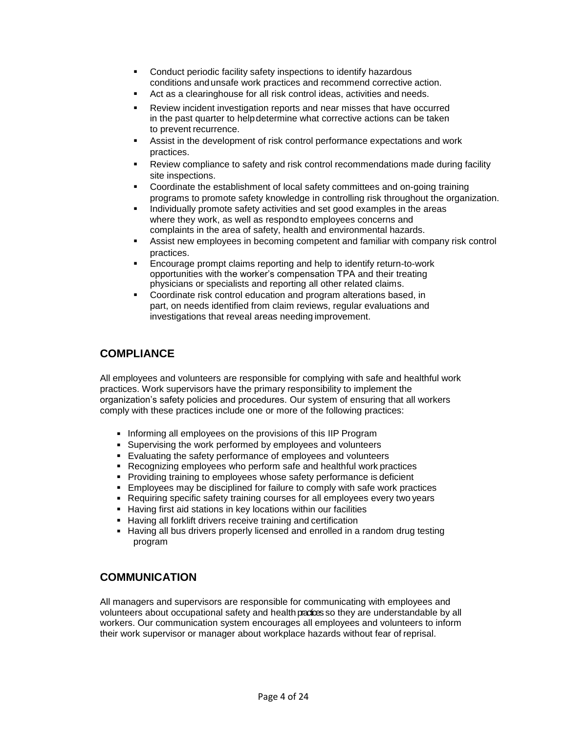- Conduct periodic facility safety inspections to identify hazardous conditions and unsafe work practices and recommend corrective action.
- Act as a clearinghouse for all risk control ideas, activities and needs.
- Review incident investigation reports and near misses that have occurred in the past quarter to help determine what corrective actions can be taken to prevent recurrence.
- Assist in the development of risk control performance expectations and work practices.
- Review compliance to safety and risk control recommendations made during facility site inspections.
- Coordinate the establishment of local safety committees and on-going training programs to promote safety knowledge in controlling risk throughout the organization.
- Individually promote safety activities and set good examples in the areas where they work, as well as respond to employees concerns and complaints in the area of safety, health and environmental hazards.
- Assist new employees in becoming competent and familiar with company risk control practices.
- Encourage prompt claims reporting and help to identify return-to-work opportunities with the worker's compensation TPA and their treating physicians or specialists and reporting all other related claims.
- Coordinate risk control education and program alterations based, in part, on needs identified from claim reviews, regular evaluations and investigations that reveal areas needing improvement.

## COMPLIANCE

All employees and volunteers are responsible for complying with safe and healthful work practices. Work supervisors have the primary responsibility to implement the organization's safety policies and procedures. Our system of ensuring that all workers comply with these practices include one or more of the following practices:

- Informing all employees on the provisions of this IIP Program
- Supervising the work performed by employees and volunteers
- Evaluating the safety performance of employees and volunteers
- Recognizing employees who perform safe and healthful work practices
- Providing training to employees whose safety performance is deficient
- Employees may be disciplined for failure to comply with safe work practices
- Requiring specific safety training courses for all employees every two years
- Having first aid stations in key locations within our facilities
- Having all forklift drivers receive training and certification
- Having all bus drivers properly licensed and enrolled in a random drug testing program

## COMMUNICATION

All managers and supervisors are responsible for communicating with employees and volunteers about occupational safety and health practices so they are understandable by all workers. Our communication system encourages all employees and volunteers to inform their work supervisor or manager about workplace hazards without fear of reprisal.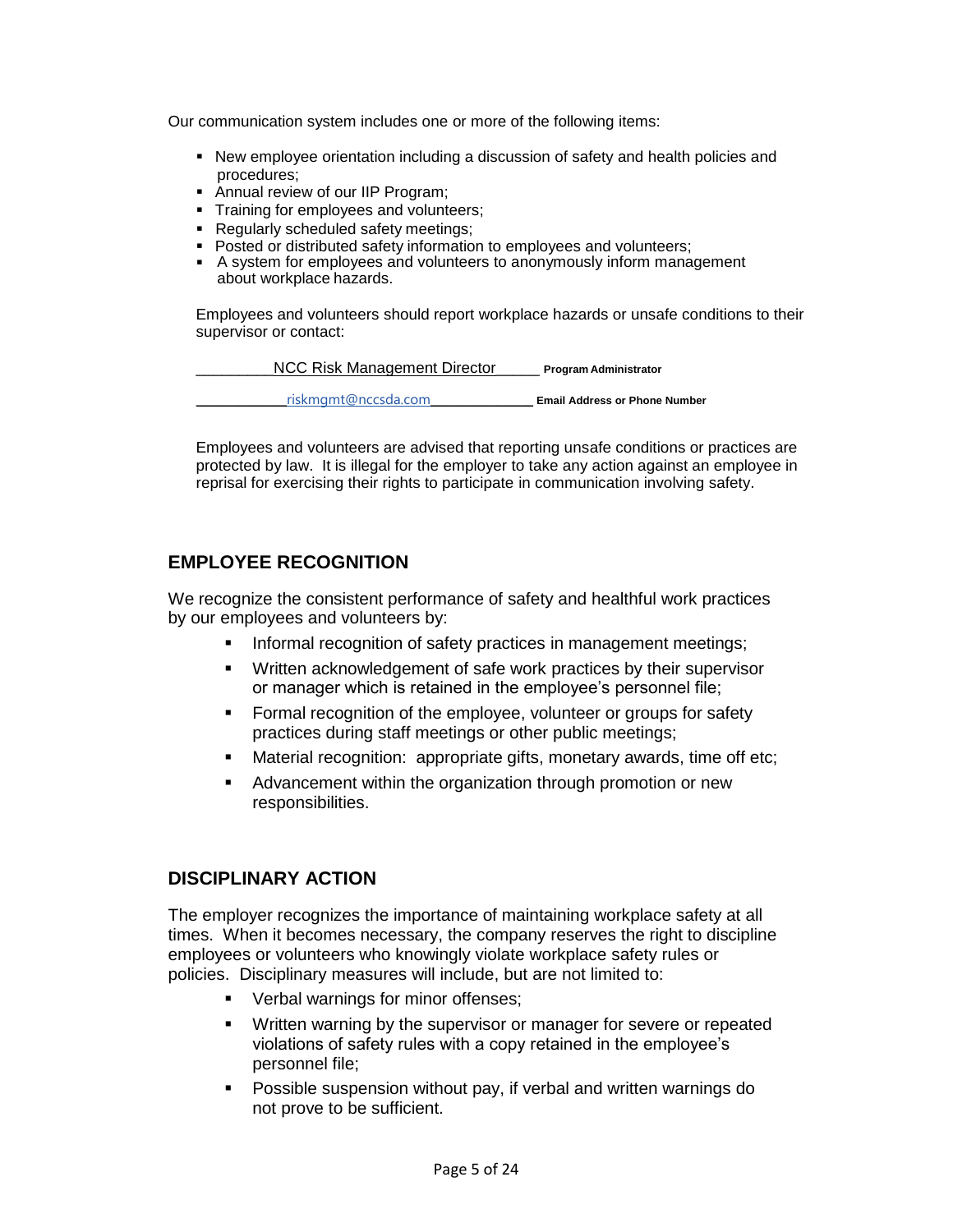Our communication system includes one or more of the following items:

- New employee orientation including a discussion of safety and health policies and procedures;
- Annual review of our IIP Program;
- Training for employees and volunteers;
- Regularly scheduled safety meetings;
- Posted or distributed safety information to employees and volunteers;
- A system for employees and volunteers to anonymously inform management about workplace hazards.

Employees and volunteers should report workplace hazards or unsafe conditions to their supervisor or contact:

_________NCC Risk Management Director______ **Program Administrator**

___________riskmgmt@nccsda.com_____________ **Email Address or Phone Number**

Employees and volunteers are advised that reporting unsafe conditions or practices are protected by law. It is illegal for the employer to take any action against an employee in reprisal for exercising their rights to participate in communication involving safety.

## EMPLOYEE RECOGNITION

We recognize the consistent performance of safety and healthful work practices by our employees and volunteers by:

- Informal recognition of safety practices in management meetings;
- Written acknowledgement of safe work practices by their supervisor or manager which is retained in the employee's personnel file;
- Formal recognition of the employee, volunteer or groups for safety practices during staff meetings or other public meetings;
- Material recognition: appropriate gifts, monetary awards, time off etc;
- Advancement within the organization through promotion or new responsibilities.

## DISCIPLINARY ACTION

The employer recognizes the importance of maintaining workplace safety at all times. When it becomes necessary, the company reserves the right to discipline employees or volunteers who knowingly violate workplace safety rules or policies. Disciplinary measures will include, but are not limited to:

- Verbal warnings for minor offenses;
- Written warning by the supervisor or manager for severe or repeated violations of safety rules with a copy retained in the employee's personnel file;
- Possible suspension without pay, if verbal and written warnings do not prove to be sufficient.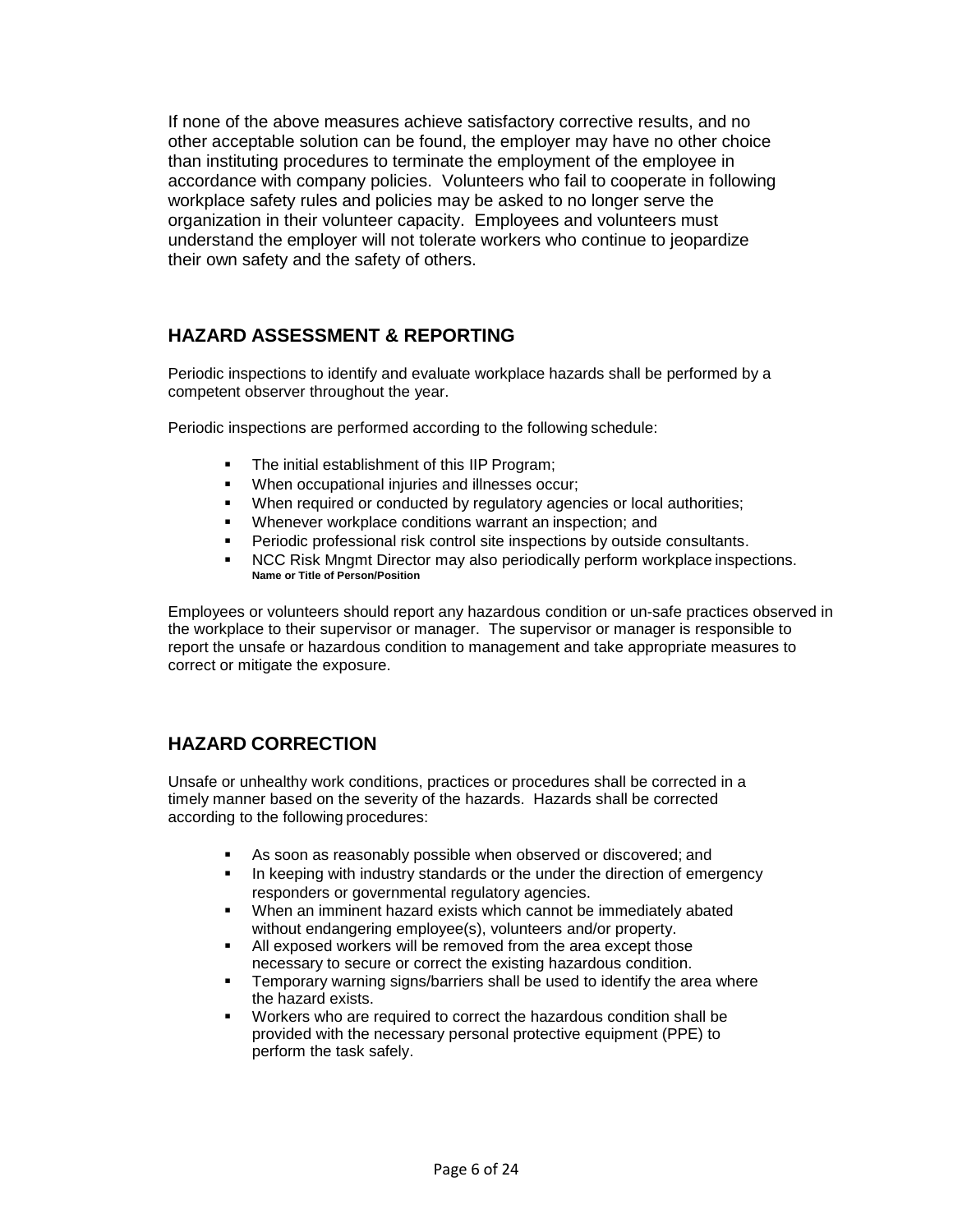If none of the above measures achieve satisfactory corrective results, and no other acceptable solution can be found, the employer may have no other choice than instituting procedures to terminate the employment of the employee in accordance with company policies. Volunteers who fail to cooperate in following workplace safety rules and policies may be asked to no longer serve the organization in their volunteer capacity. Employees and volunteers must understand the employer will not tolerate workers who continue to jeopardize their own safety and the safety of others.

## HAZARD ASSESSMENT & REPORTING

Periodic inspections to identify and evaluate workplace hazards shall be performed by a competent observer throughout the year.

Periodic inspections are performed according to the following schedule:

- The initial establishment of this IIP Program;
- When occupational injuries and illnesses occur;
- When required or conducted by regulatory agencies or local authorities;
- Whenever workplace conditions warrant an inspection; and
- Periodic professional risk control site inspections by outside consultants.
- NCC Risk Mngmt Director may also periodically perform workplace inspections.
  **Name or Title of Person/Position**

Employees or volunteers should report any hazardous condition or un-safe practices observed in the workplace to their supervisor or manager. The supervisor or manager is responsible to report the unsafe or hazardous condition to management and take appropriate measures to correct or mitigate the exposure.

## HAZARD CORRECTION

Unsafe or unhealthy work conditions, practices or procedures shall be corrected in a timely manner based on the severity of the hazards. Hazards shall be corrected according to the following procedures:

- As soon as reasonably possible when observed or discovered; and
- In keeping with industry standards or the under the direction of emergency responders or governmental regulatory agencies.
- When an imminent hazard exists which cannot be immediately abated without endangering employee(s), volunteers and/or property.
- All exposed workers will be removed from the area except those necessary to secure or correct the existing hazardous condition.
- Temporary warning signs/barriers shall be used to identify the area where the hazard exists.
- Workers who are required to correct the hazardous condition shall be provided with the necessary personal protective equipment (PPE) to perform the task safely.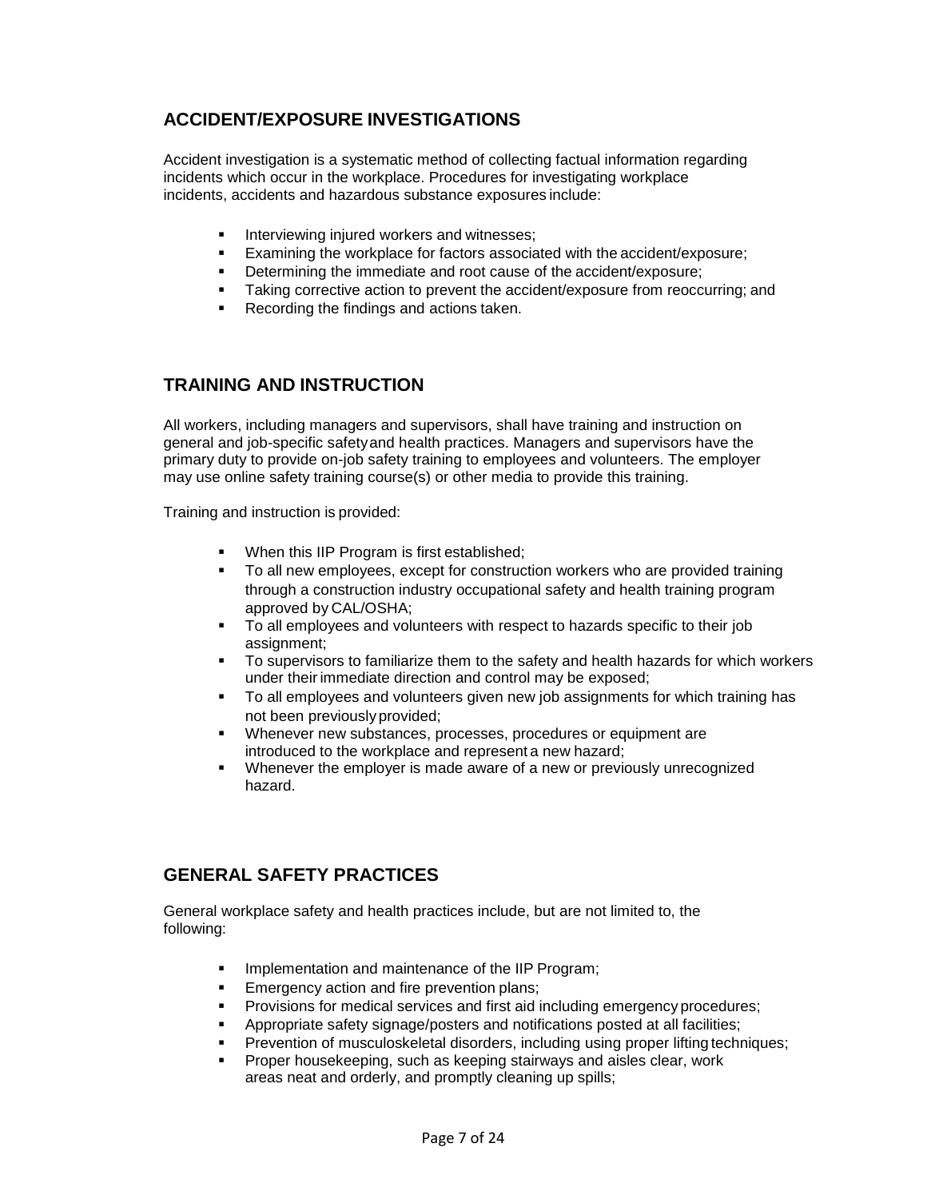## ACCIDENT/EXPOSURE INVESTIGATIONS

Accident investigation is a systematic method of collecting factual information regarding incidents which occur in the workplace. Procedures for investigating workplace incidents, accidents and hazardous substance exposures include:

- Interviewing injured workers and witnesses;
- Examining the workplace for factors associated with the accident/exposure;
- Determining the immediate and root cause of the accident/exposure;
- Taking corrective action to prevent the accident/exposure from reoccurring; and
- Recording the findings and actions taken.

## TRAINING AND INSTRUCTION

All workers, including managers and supervisors, shall have training and instruction on general and job-specific safety and health practices. Managers and supervisors have the primary duty to provide on-job safety training to employees and volunteers. The employer may use online safety training course(s) or other media to provide this training.

Training and instruction is provided:

- When this IIP Program is first established;
- To all new employees, except for construction workers who are provided training through a construction industry occupational safety and health training program approved by CAL/OSHA;
- To all employees and volunteers with respect to hazards specific to their job assignment;
- To supervisors to familiarize them to the safety and health hazards for which workers under their immediate direction and control may be exposed;
- To all employees and volunteers given new job assignments for which training has not been previously provided;
- Whenever new substances, processes, procedures or equipment are introduced to the workplace and represent a new hazard;
- Whenever the employer is made aware of a new or previously unrecognized hazard.

## GENERAL SAFETY PRACTICES

General workplace safety and health practices include, but are not limited to, the following:

- Implementation and maintenance of the IIP Program;
- Emergency action and fire prevention plans;
- Provisions for medical services and first aid including emergency procedures;
- Appropriate safety signage/posters and notifications posted at all facilities;
- Prevention of musculoskeletal disorders, including using proper lifting techniques;
- Proper housekeeping, such as keeping stairways and aisles clear, work areas neat and orderly, and promptly cleaning up spills;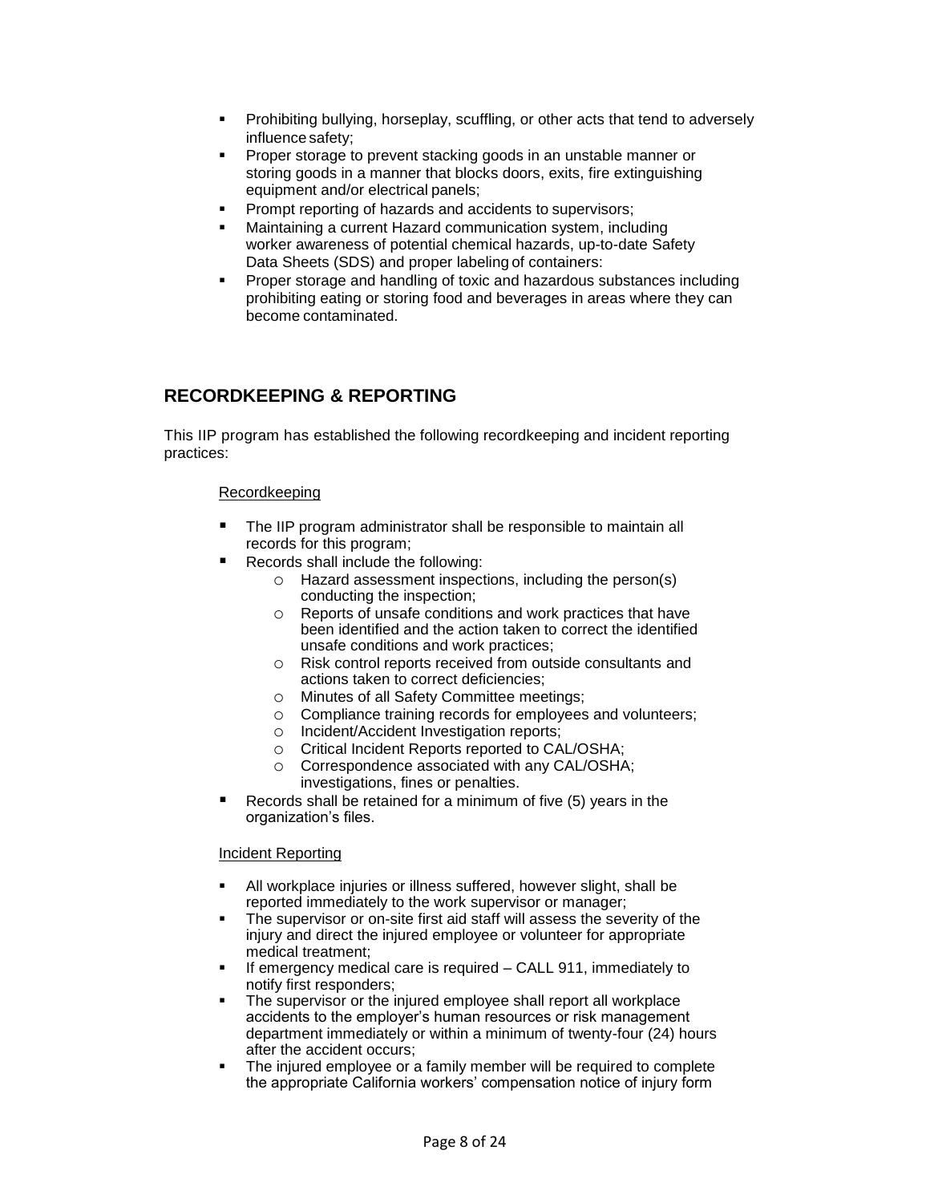- Prohibiting bullying, horseplay, scuffling, or other acts that tend to adversely influence safety;
- Proper storage to prevent stacking goods in an unstable manner or storing goods in a manner that blocks doors, exits, fire extinguishing equipment and/or electrical panels;
- Prompt reporting of hazards and accidents to supervisors;
- Maintaining a current Hazard communication system, including worker awareness of potential chemical hazards, up-to-date Safety Data Sheets (SDS) and proper labeling of containers:
- Proper storage and handling of toxic and hazardous substances including prohibiting eating or storing food and beverages in areas where they can become contaminated.

## RECORDKEEPING & REPORTING

This IIP program has established the following recordkeeping and incident reporting practices:

<u>Recordkeeping</u>

- The IIP program administrator shall be responsible to maintain all records for this program;
- Records shall include the following:
  - Hazard assessment inspections, including the person(s) conducting the inspection;
  - Reports of unsafe conditions and work practices that have been identified and the action taken to correct the identified unsafe conditions and work practices;
  - Risk control reports received from outside consultants and actions taken to correct deficiencies;
  - Minutes of all Safety Committee meetings;
  - Compliance training records for employees and volunteers;
  - Incident/Accident Investigation reports;
  - Critical Incident Reports reported to CAL/OSHA;
  - Correspondence associated with any CAL/OSHA; investigations, fines or penalties.
- Records shall be retained for a minimum of five (5) years in the organization's files.

<u>Incident Reporting</u>

- All workplace injuries or illness suffered, however slight, shall be reported immediately to the work supervisor or manager;
- The supervisor or on-site first aid staff will assess the severity of the injury and direct the injured employee or volunteer for appropriate medical treatment;
- If emergency medical care is required – CALL 911, immediately to notify first responders;
- The supervisor or the injured employee shall report all workplace accidents to the employer's human resources or risk management department immediately or within a minimum of twenty-four (24) hours after the accident occurs;
- The injured employee or a family member will be required to complete the appropriate California workers' compensation notice of injury form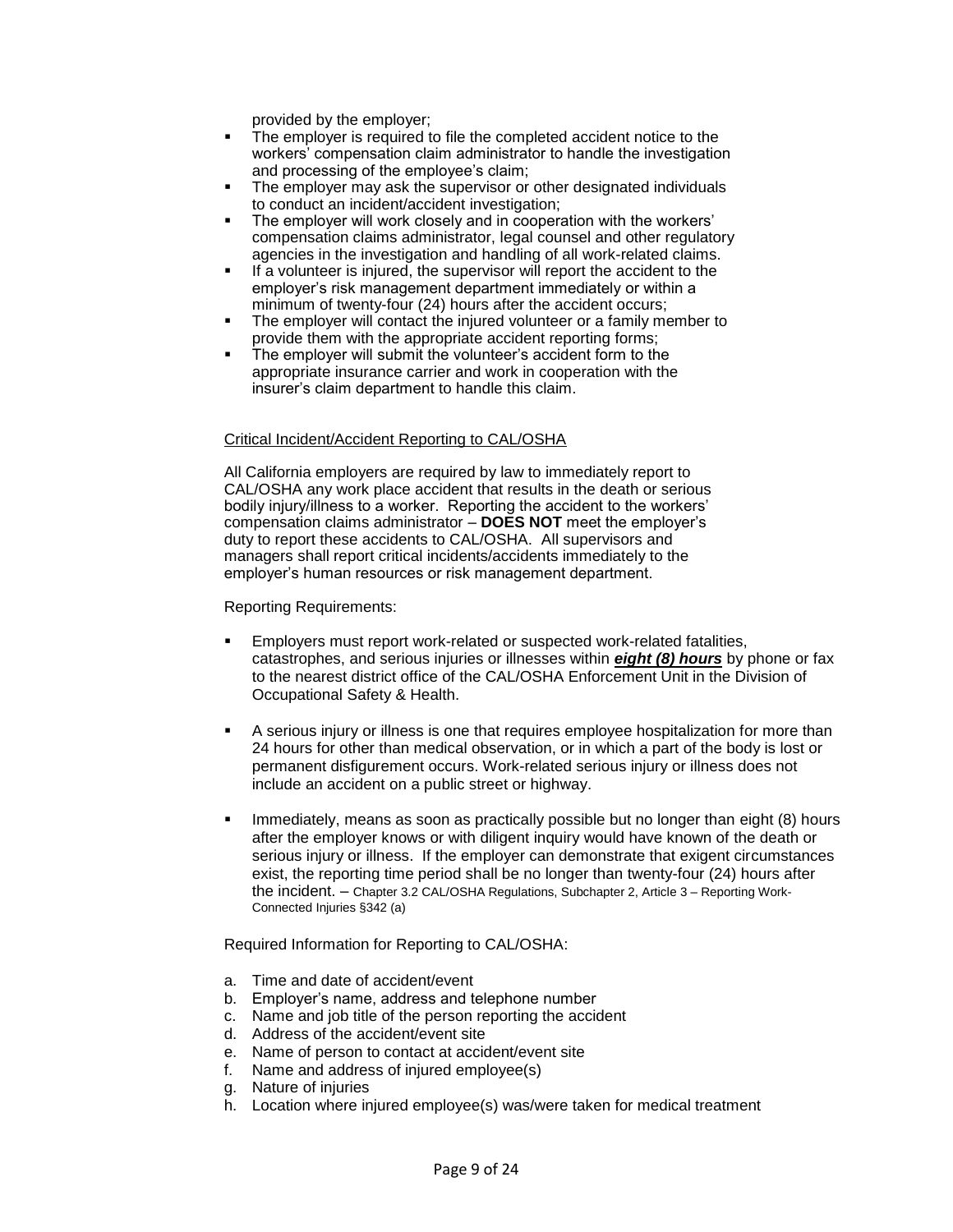provided by the employer;

- The employer is required to file the completed accident notice to the workers' compensation claim administrator to handle the investigation and processing of the employee's claim;
- The employer may ask the supervisor or other designated individuals to conduct an incident/accident investigation;
- The employer will work closely and in cooperation with the workers' compensation claims administrator, legal counsel and other regulatory agencies in the investigation and handling of all work-related claims.
- If a volunteer is injured, the supervisor will report the accident to the employer's risk management department immediately or within a minimum of twenty-four (24) hours after the accident occurs;
- The employer will contact the injured volunteer or a family member to provide them with the appropriate accident reporting forms;
- The employer will submit the volunteer's accident form to the appropriate insurance carrier and work in cooperation with the insurer's claim department to handle this claim.

<u>Critical Incident/Accident Reporting to CAL/OSHA</u>

All California employers are required by law to immediately report to CAL/OSHA any work place accident that results in the death or serious bodily injury/illness to a worker. Reporting the accident to the workers' compensation claims administrator – **DOES NOT** meet the employer's duty to report these accidents to CAL/OSHA. All supervisors and managers shall report critical incidents/accidents immediately to the employer's human resources or risk management department.

Reporting Requirements:

- Employers must report work-related or suspected work-related fatalities, catastrophes, and serious injuries or illnesses within ***<u>eight (8) hours</u>*** by phone or fax to the nearest district office of the CAL/OSHA Enforcement Unit in the Division of Occupational Safety & Health.
- A serious injury or illness is one that requires employee hospitalization for more than 24 hours for other than medical observation, or in which a part of the body is lost or permanent disfigurement occurs. Work-related serious injury or illness does not include an accident on a public street or highway.
- Immediately, means as soon as practically possible but no longer than eight (8) hours after the employer knows or with diligent inquiry would have known of the death or serious injury or illness. If the employer can demonstrate that exigent circumstances exist, the reporting time period shall be no longer than twenty-four (24) hours after the incident. – Chapter 3.2 CAL/OSHA Regulations, Subchapter 2, Article 3 – Reporting Work-Connected Injuries §342 (a)

Required Information for Reporting to CAL/OSHA:

a. Time and date of accident/event
b. Employer's name, address and telephone number
c. Name and job title of the person reporting the accident
d. Address of the accident/event site
e. Name of person to contact at accident/event site
f. Name and address of injured employee(s)
g. Nature of injuries
h. Location where injured employee(s) was/were taken for medical treatment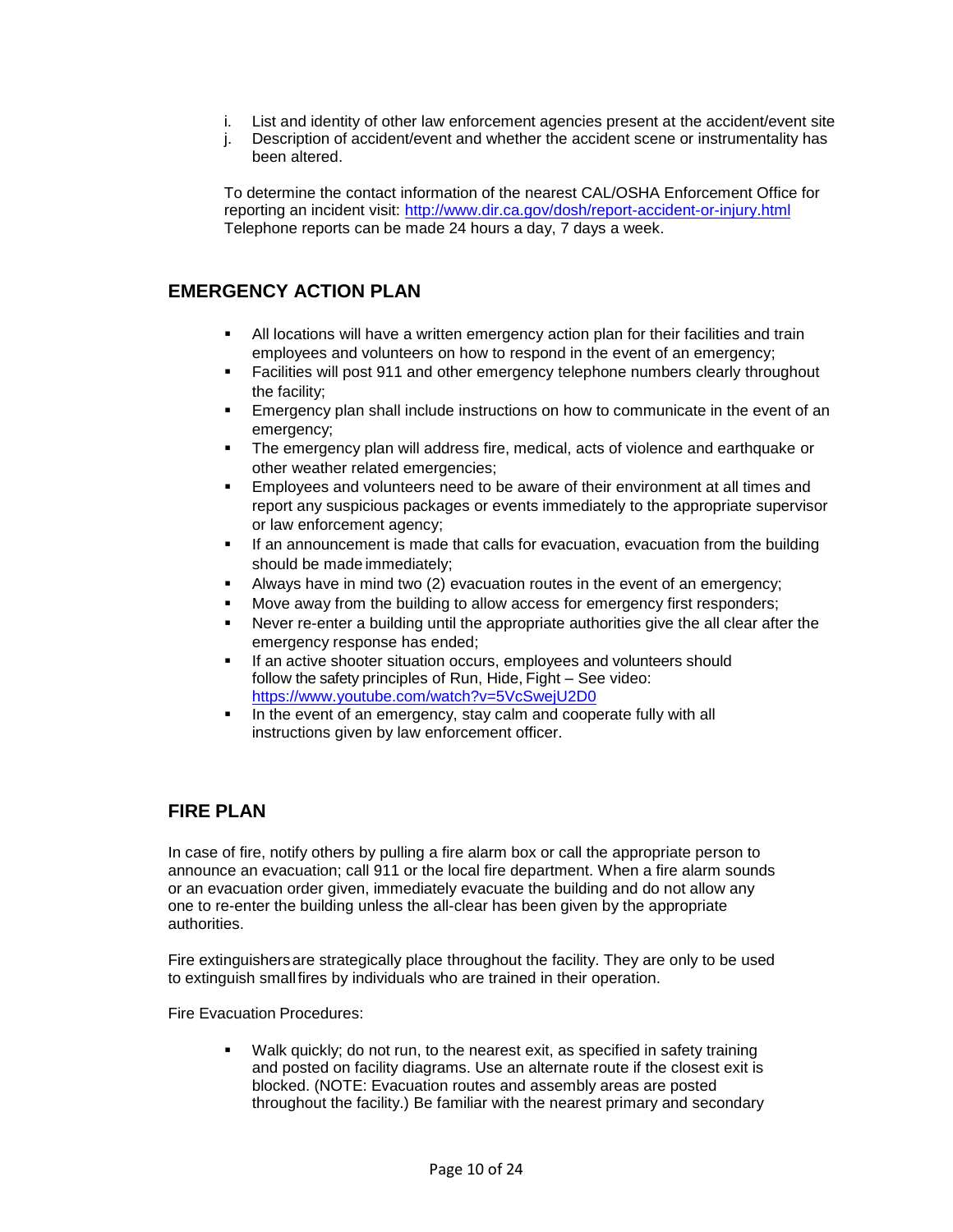i. List and identity of other law enforcement agencies present at the accident/event site
j. Description of accident/event and whether the accident scene or instrumentality has been altered.

To determine the contact information of the nearest CAL/OSHA Enforcement Office for reporting an incident visit: http://www.dir.ca.gov/dosh/report-accident-or-injury.html Telephone reports can be made 24 hours a day, 7 days a week.

## EMERGENCY ACTION PLAN

- All locations will have a written emergency action plan for their facilities and train employees and volunteers on how to respond in the event of an emergency;
- Facilities will post 911 and other emergency telephone numbers clearly throughout the facility;
- Emergency plan shall include instructions on how to communicate in the event of an emergency;
- The emergency plan will address fire, medical, acts of violence and earthquake or other weather related emergencies;
- Employees and volunteers need to be aware of their environment at all times and report any suspicious packages or events immediately to the appropriate supervisor or law enforcement agency;
- If an announcement is made that calls for evacuation, evacuation from the building should be made immediately;
- Always have in mind two (2) evacuation routes in the event of an emergency;
- Move away from the building to allow access for emergency first responders;
- Never re-enter a building until the appropriate authorities give the all clear after the emergency response has ended;
- If an active shooter situation occurs, employees and volunteers should follow the safety principles of Run, Hide, Fight – See video: https://www.youtube.com/watch?v=5VcSwejU2D0
- In the event of an emergency, stay calm and cooperate fully with all instructions given by law enforcement officer.

## FIRE PLAN

In case of fire, notify others by pulling a fire alarm box or call the appropriate person to announce an evacuation; call 911 or the local fire department. When a fire alarm sounds or an evacuation order given, immediately evacuate the building and do not allow any one to re-enter the building unless the all-clear has been given by the appropriate authorities.

Fire extinguishers are strategically place throughout the facility. They are only to be used to extinguish small fires by individuals who are trained in their operation.

Fire Evacuation Procedures:

- Walk quickly; do not run, to the nearest exit, as specified in safety training and posted on facility diagrams. Use an alternate route if the closest exit is blocked. (NOTE: Evacuation routes and assembly areas are posted throughout the facility.) Be familiar with the nearest primary and secondary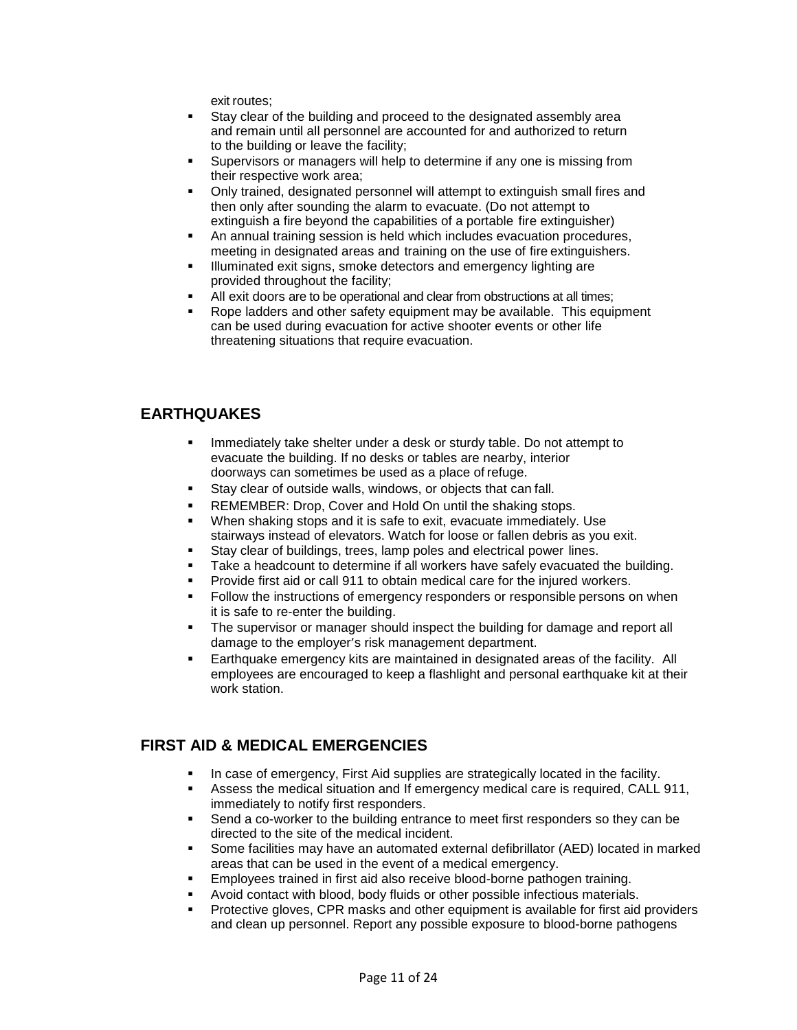exit routes;

- Stay clear of the building and proceed to the designated assembly area and remain until all personnel are accounted for and authorized to return to the building or leave the facility;
- Supervisors or managers will help to determine if any one is missing from their respective work area;
- Only trained, designated personnel will attempt to extinguish small fires and then only after sounding the alarm to evacuate. (Do not attempt to extinguish a fire beyond the capabilities of a portable fire extinguisher)
- An annual training session is held which includes evacuation procedures, meeting in designated areas and training on the use of fire extinguishers.
- Illuminated exit signs, smoke detectors and emergency lighting are provided throughout the facility;
- All exit doors are to be operational and clear from obstructions at all times;
- Rope ladders and other safety equipment may be available. This equipment can be used during evacuation for active shooter events or other life threatening situations that require evacuation.

## EARTHQUAKES

- Immediately take shelter under a desk or sturdy table. Do not attempt to evacuate the building. If no desks or tables are nearby, interior doorways can sometimes be used as a place of refuge.
- Stay clear of outside walls, windows, or objects that can fall.
- REMEMBER: Drop, Cover and Hold On until the shaking stops.
- When shaking stops and it is safe to exit, evacuate immediately. Use stairways instead of elevators. Watch for loose or fallen debris as you exit.
- Stay clear of buildings, trees, lamp poles and electrical power lines.
- Take a headcount to determine if all workers have safely evacuated the building.
- Provide first aid or call 911 to obtain medical care for the injured workers.
- Follow the instructions of emergency responders or responsible persons on when it is safe to re-enter the building.
- The supervisor or manager should inspect the building for damage and report all damage to the employer's risk management department.
- Earthquake emergency kits are maintained in designated areas of the facility. All employees are encouraged to keep a flashlight and personal earthquake kit at their work station.

## FIRST AID & MEDICAL EMERGENCIES

- In case of emergency, First Aid supplies are strategically located in the facility.
- Assess the medical situation and If emergency medical care is required, CALL 911, immediately to notify first responders.
- Send a co-worker to the building entrance to meet first responders so they can be directed to the site of the medical incident.
- Some facilities may have an automated external defibrillator (AED) located in marked areas that can be used in the event of a medical emergency.
- Employees trained in first aid also receive blood-borne pathogen training.
- Avoid contact with blood, body fluids or other possible infectious materials.
- Protective gloves, CPR masks and other equipment is available for first aid providers and clean up personnel. Report any possible exposure to blood-borne pathogens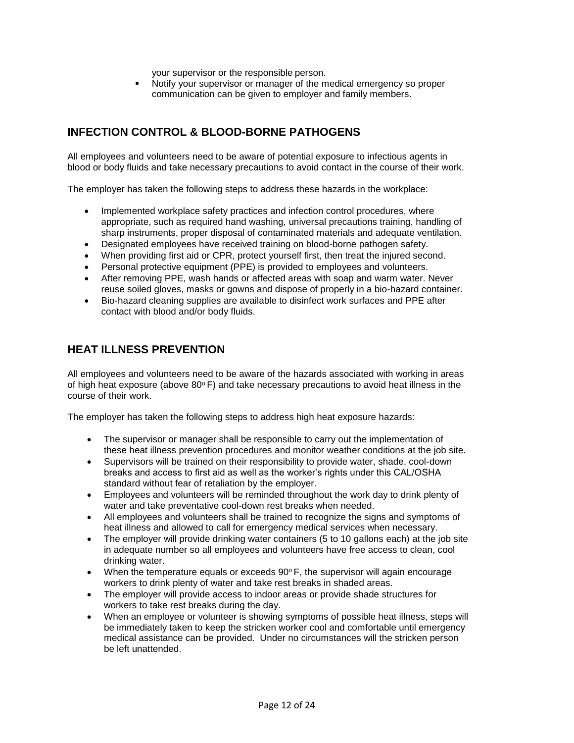your supervisor or the responsible person.

- Notify your supervisor or manager of the medical emergency so proper communication can be given to employer and family members.

## INFECTION CONTROL & BLOOD-BORNE PATHOGENS

All employees and volunteers need to be aware of potential exposure to infectious agents in blood or body fluids and take necessary precautions to avoid contact in the course of their work.

The employer has taken the following steps to address these hazards in the workplace:

- Implemented workplace safety practices and infection control procedures, where appropriate, such as required hand washing, universal precautions training, handling of sharp instruments, proper disposal of contaminated materials and adequate ventilation.
- Designated employees have received training on blood-borne pathogen safety.
- When providing first aid or CPR, protect yourself first, then treat the injured second.
- Personal protective equipment (PPE) is provided to employees and volunteers.
- After removing PPE, wash hands or affected areas with soap and warm water. Never reuse soiled gloves, masks or gowns and dispose of properly in a bio-hazard container.
- Bio-hazard cleaning supplies are available to disinfect work surfaces and PPE after contact with blood and/or body fluids.

## HEAT ILLNESS PREVENTION

All employees and volunteers need to be aware of the hazards associated with working in areas of high heat exposure (above 80° F) and take necessary precautions to avoid heat illness in the course of their work.

The employer has taken the following steps to address high heat exposure hazards:

- The supervisor or manager shall be responsible to carry out the implementation of these heat illness prevention procedures and monitor weather conditions at the job site.
- Supervisors will be trained on their responsibility to provide water, shade, cool-down breaks and access to first aid as well as the worker's rights under this CAL/OSHA standard without fear of retaliation by the employer.
- Employees and volunteers will be reminded throughout the work day to drink plenty of water and take preventative cool-down rest breaks when needed.
- All employees and volunteers shall be trained to recognize the signs and symptoms of heat illness and allowed to call for emergency medical services when necessary.
- The employer will provide drinking water containers (5 to 10 gallons each) at the job site in adequate number so all employees and volunteers have free access to clean, cool drinking water.
- When the temperature equals or exceeds 90° F, the supervisor will again encourage workers to drink plenty of water and take rest breaks in shaded areas.
- The employer will provide access to indoor areas or provide shade structures for workers to take rest breaks during the day.
- When an employee or volunteer is showing symptoms of possible heat illness, steps will be immediately taken to keep the stricken worker cool and comfortable until emergency medical assistance can be provided. Under no circumstances will the stricken person be left unattended.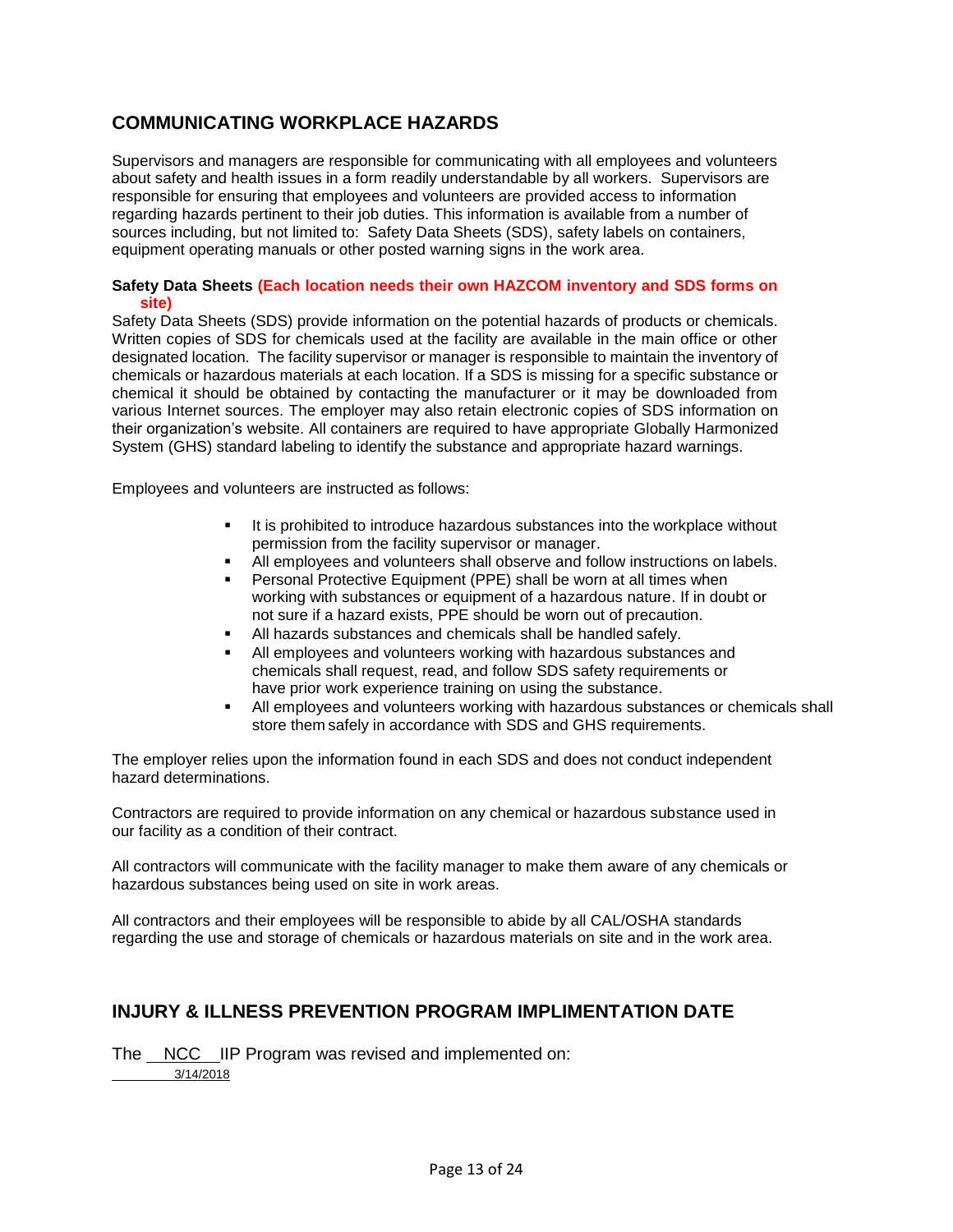## COMMUNICATING WORKPLACE HAZARDS

Supervisors and managers are responsible for communicating with all employees and volunteers about safety and health issues in a form readily understandable by all workers. Supervisors are responsible for ensuring that employees and volunteers are provided access to information regarding hazards pertinent to their job duties. This information is available from a number of sources including, but not limited to: Safety Data Sheets (SDS), safety labels on containers, equipment operating manuals or other posted warning signs in the work area.

**Safety Data Sheets (Each location needs their own HAZCOM inventory and SDS forms on site)**

Safety Data Sheets (SDS) provide information on the potential hazards of products or chemicals. Written copies of SDS for chemicals used at the facility are available in the main office or other designated location. The facility supervisor or manager is responsible to maintain the inventory of chemicals or hazardous materials at each location. If a SDS is missing for a specific substance or chemical it should be obtained by contacting the manufacturer or it may be downloaded from various Internet sources. The employer may also retain electronic copies of SDS information on their organization's website. All containers are required to have appropriate Globally Harmonized System (GHS) standard labeling to identify the substance and appropriate hazard warnings.

Employees and volunteers are instructed as follows:

- It is prohibited to introduce hazardous substances into the workplace without permission from the facility supervisor or manager.
- All employees and volunteers shall observe and follow instructions on labels.
- Personal Protective Equipment (PPE) shall be worn at all times when working with substances or equipment of a hazardous nature. If in doubt or not sure if a hazard exists, PPE should be worn out of precaution.
- All hazards substances and chemicals shall be handled safely.
- All employees and volunteers working with hazardous substances and chemicals shall request, read, and follow SDS safety requirements or have prior work experience training on using the substance.
- All employees and volunteers working with hazardous substances or chemicals shall store them safely in accordance with SDS and GHS requirements.

The employer relies upon the information found in each SDS and does not conduct independent hazard determinations.

Contractors are required to provide information on any chemical or hazardous substance used in our facility as a condition of their contract.

All contractors will communicate with the facility manager to make them aware of any chemicals or hazardous substances being used on site in work areas.

All contractors and their employees will be responsible to abide by all CAL/OSHA standards regarding the use and storage of chemicals or hazardous materials on site and in the work area.

## INJURY & ILLNESS PREVENTION PROGRAM IMPLIMENTATION DATE

The NCC IIP Program was revised and implemented on:
3/14/2018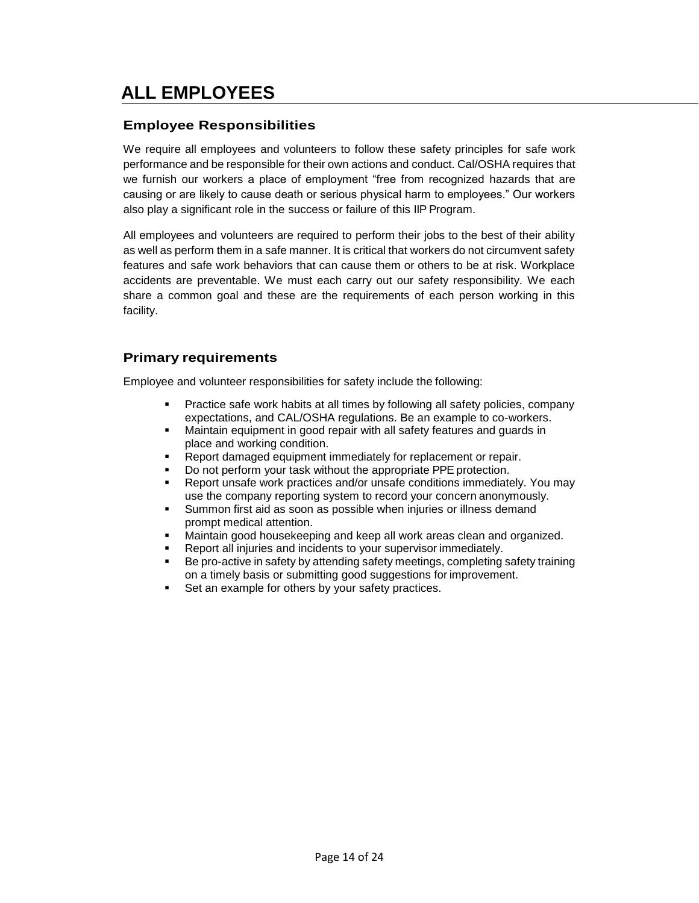# ALL EMPLOYEES

## Employee Responsibilities

We require all employees and volunteers to follow these safety principles for safe work performance and be responsible for their own actions and conduct. Cal/OSHA requires that we furnish our workers a place of employment "free from recognized hazards that are causing or are likely to cause death or serious physical harm to employees." Our workers also play a significant role in the success or failure of this IIP Program.

All employees and volunteers are required to perform their jobs to the best of their ability as well as perform them in a safe manner. It is critical that workers do not circumvent safety features and safe work behaviors that can cause them or others to be at risk. Workplace accidents are preventable. We must each carry out our safety responsibility. We each share a common goal and these are the requirements of each person working in this facility.

## Primary requirements

Employee and volunteer responsibilities for safety include the following:

- Practice safe work habits at all times by following all safety policies, company expectations, and CAL/OSHA regulations. Be an example to co-workers.
- Maintain equipment in good repair with all safety features and guards in place and working condition.
- Report damaged equipment immediately for replacement or repair.
- Do not perform your task without the appropriate PPE protection.
- Report unsafe work practices and/or unsafe conditions immediately. You may use the company reporting system to record your concern anonymously.
- Summon first aid as soon as possible when injuries or illness demand prompt medical attention.
- Maintain good housekeeping and keep all work areas clean and organized.
- Report all injuries and incidents to your supervisor immediately.
- Be pro-active in safety by attending safety meetings, completing safety training on a timely basis or submitting good suggestions for improvement.
- Set an example for others by your safety practices.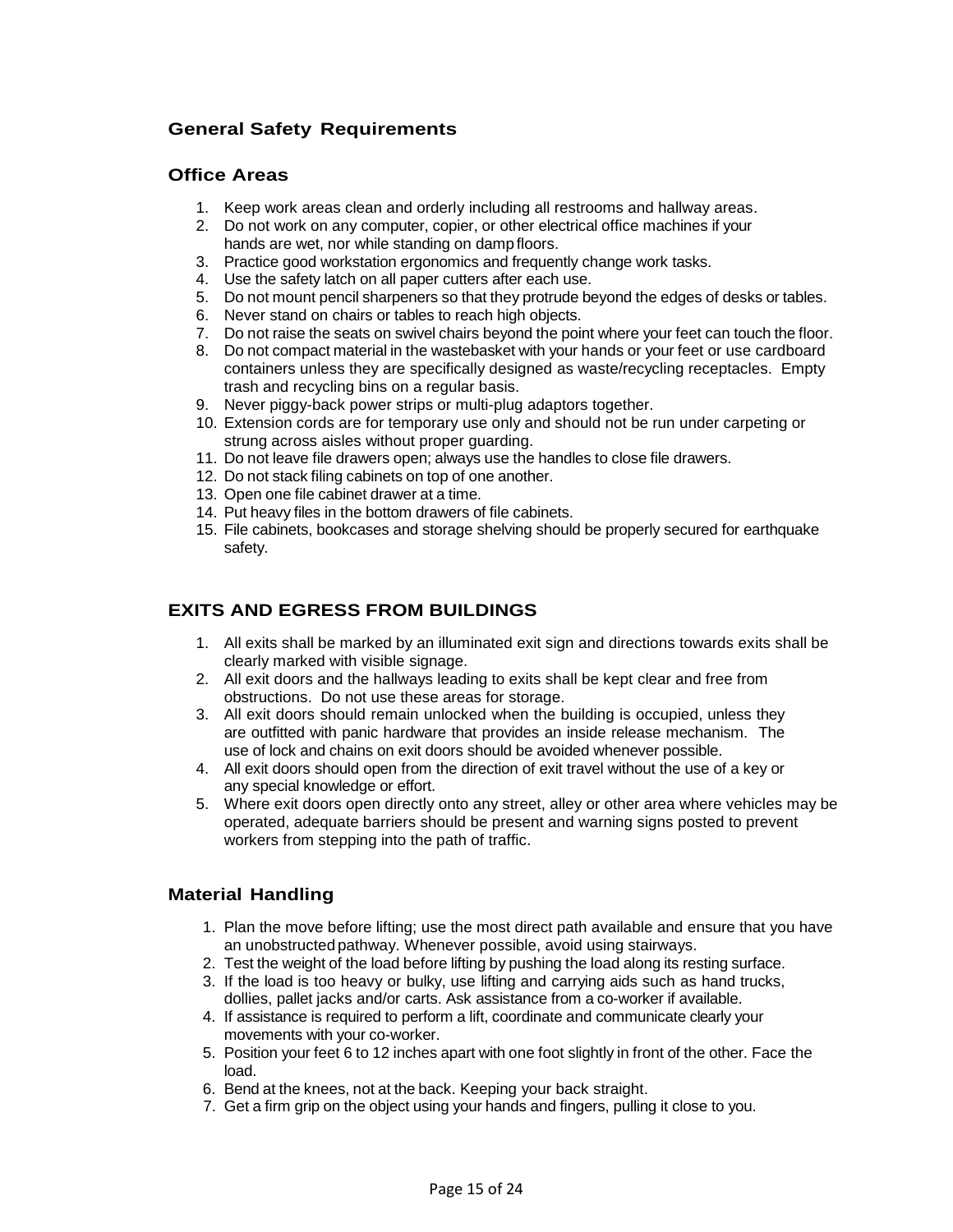## General Safety Requirements

### Office Areas

1. Keep work areas clean and orderly including all restrooms and hallway areas.
2. Do not work on any computer, copier, or other electrical office machines if your hands are wet, nor while standing on damp floors.
3. Practice good workstation ergonomics and frequently change work tasks.
4. Use the safety latch on all paper cutters after each use.
5. Do not mount pencil sharpeners so that they protrude beyond the edges of desks or tables.
6. Never stand on chairs or tables to reach high objects.
7. Do not raise the seats on swivel chairs beyond the point where your feet can touch the floor.
8. Do not compact material in the wastebasket with your hands or your feet or use cardboard containers unless they are specifically designed as waste/recycling receptacles. Empty trash and recycling bins on a regular basis.
9. Never piggy-back power strips or multi-plug adaptors together.
10. Extension cords are for temporary use only and should not be run under carpeting or strung across aisles without proper guarding.
11. Do not leave file drawers open; always use the handles to close file drawers.
12. Do not stack filing cabinets on top of one another.
13. Open one file cabinet drawer at a time.
14. Put heavy files in the bottom drawers of file cabinets.
15. File cabinets, bookcases and storage shelving should be properly secured for earthquake safety.

## EXITS AND EGRESS FROM BUILDINGS

1. All exits shall be marked by an illuminated exit sign and directions towards exits shall be clearly marked with visible signage.
2. All exit doors and the hallways leading to exits shall be kept clear and free from obstructions. Do not use these areas for storage.
3. All exit doors should remain unlocked when the building is occupied, unless they are outfitted with panic hardware that provides an inside release mechanism. The use of lock and chains on exit doors should be avoided whenever possible.
4. All exit doors should open from the direction of exit travel without the use of a key or any special knowledge or effort.
5. Where exit doors open directly onto any street, alley or other area where vehicles may be operated, adequate barriers should be present and warning signs posted to prevent workers from stepping into the path of traffic.

### Material Handling

1. Plan the move before lifting; use the most direct path available and ensure that you have an unobstructed pathway. Whenever possible, avoid using stairways.
2. Test the weight of the load before lifting by pushing the load along its resting surface.
3. If the load is too heavy or bulky, use lifting and carrying aids such as hand trucks, dollies, pallet jacks and/or carts. Ask assistance from a co-worker if available.
4. If assistance is required to perform a lift, coordinate and communicate clearly your movements with your co-worker.
5. Position your feet 6 to 12 inches apart with one foot slightly in front of the other. Face the load.
6. Bend at the knees, not at the back. Keeping your back straight.
7. Get a firm grip on the object using your hands and fingers, pulling it close to you.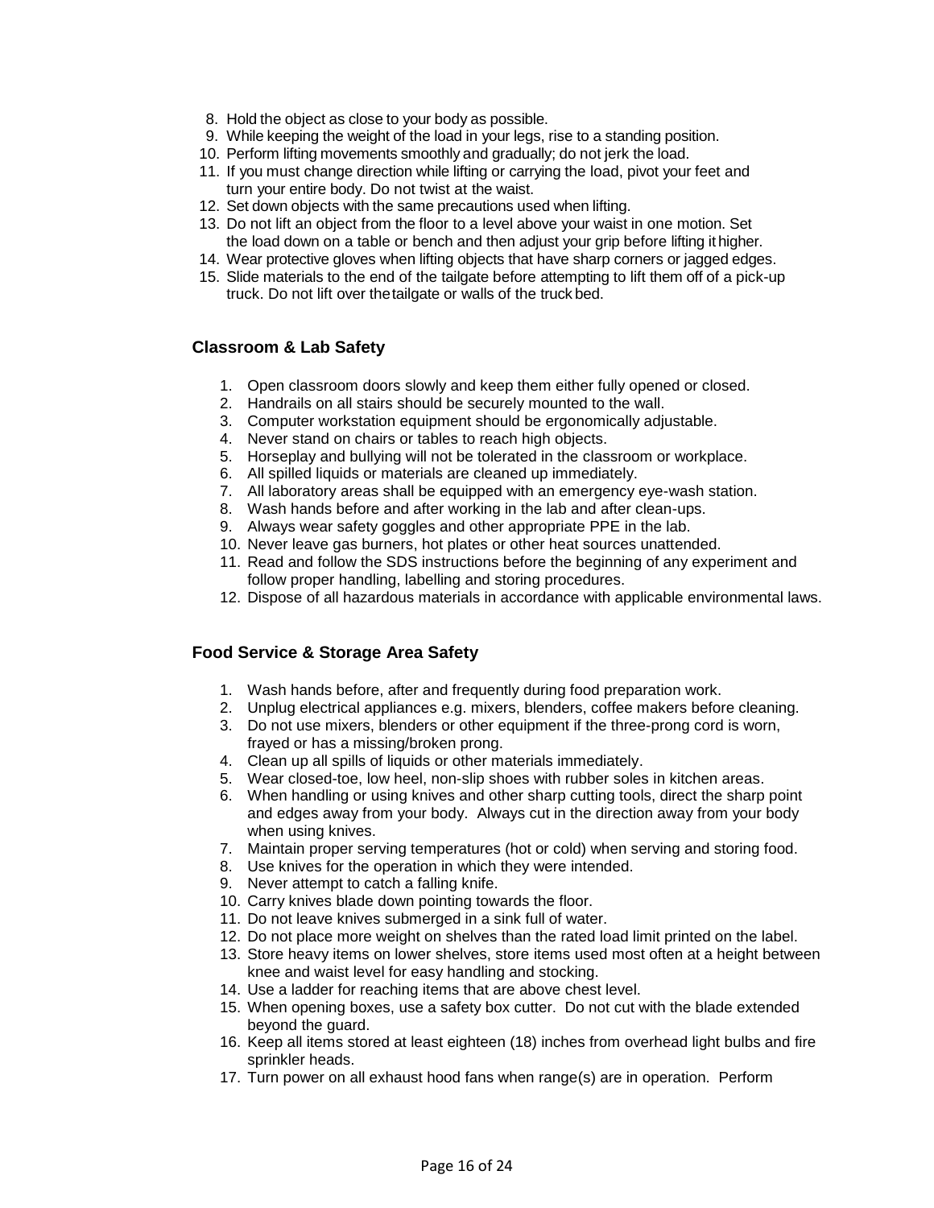8. Hold the object as close to your body as possible.
9. While keeping the weight of the load in your legs, rise to a standing position.
10. Perform lifting movements smoothly and gradually; do not jerk the load.
11. If you must change direction while lifting or carrying the load, pivot your feet and turn your entire body. Do not twist at the waist.
12. Set down objects with the same precautions used when lifting.
13. Do not lift an object from the floor to a level above your waist in one motion. Set the load down on a table or bench and then adjust your grip before lifting it higher.
14. Wear protective gloves when lifting objects that have sharp corners or jagged edges.
15. Slide materials to the end of the tailgate before attempting to lift them off of a pick-up truck. Do not lift over the tailgate or walls of the truck bed.

### Classroom & Lab Safety

1. Open classroom doors slowly and keep them either fully opened or closed.
2. Handrails on all stairs should be securely mounted to the wall.
3. Computer workstation equipment should be ergonomically adjustable.
4. Never stand on chairs or tables to reach high objects.
5. Horseplay and bullying will not be tolerated in the classroom or workplace.
6. All spilled liquids or materials are cleaned up immediately.
7. All laboratory areas shall be equipped with an emergency eye-wash station.
8. Wash hands before and after working in the lab and after clean-ups.
9. Always wear safety goggles and other appropriate PPE in the lab.
10. Never leave gas burners, hot plates or other heat sources unattended.
11. Read and follow the SDS instructions before the beginning of any experiment and follow proper handling, labelling and storing procedures.
12. Dispose of all hazardous materials in accordance with applicable environmental laws.

### Food Service & Storage Area Safety

1. Wash hands before, after and frequently during food preparation work.
2. Unplug electrical appliances e.g. mixers, blenders, coffee makers before cleaning.
3. Do not use mixers, blenders or other equipment if the three-prong cord is worn, frayed or has a missing/broken prong.
4. Clean up all spills of liquids or other materials immediately.
5. Wear closed-toe, low heel, non-slip shoes with rubber soles in kitchen areas.
6. When handling or using knives and other sharp cutting tools, direct the sharp point and edges away from your body. Always cut in the direction away from your body when using knives.
7. Maintain proper serving temperatures (hot or cold) when serving and storing food.
8. Use knives for the operation in which they were intended.
9. Never attempt to catch a falling knife.
10. Carry knives blade down pointing towards the floor.
11. Do not leave knives submerged in a sink full of water.
12. Do not place more weight on shelves than the rated load limit printed on the label.
13. Store heavy items on lower shelves, store items used most often at a height between knee and waist level for easy handling and stocking.
14. Use a ladder for reaching items that are above chest level.
15. When opening boxes, use a safety box cutter. Do not cut with the blade extended beyond the guard.
16. Keep all items stored at least eighteen (18) inches from overhead light bulbs and fire sprinkler heads.
17. Turn power on all exhaust hood fans when range(s) are in operation. Perform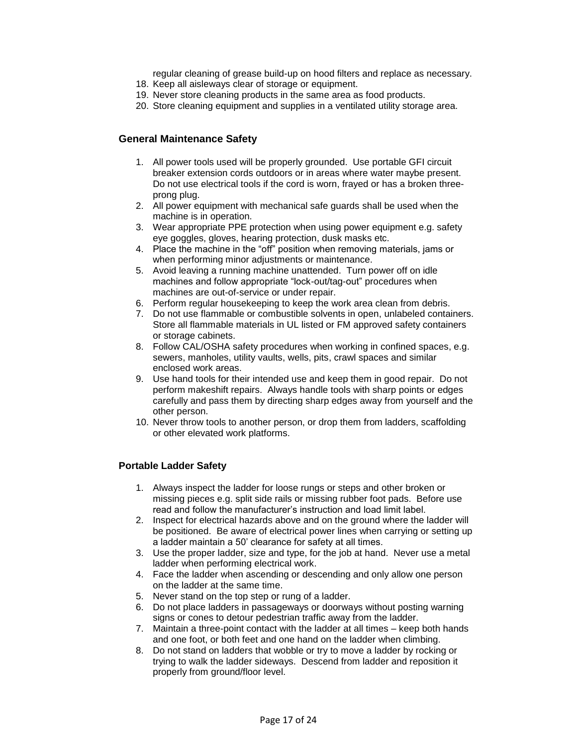regular cleaning of grease build-up on hood filters and replace as necessary.

18. Keep all aisleways clear of storage or equipment.
19. Never store cleaning products in the same area as food products.
20. Store cleaning equipment and supplies in a ventilated utility storage area.

### General Maintenance Safety

1. All power tools used will be properly grounded. Use portable GFI circuit breaker extension cords outdoors or in areas where water maybe present. Do not use electrical tools if the cord is worn, frayed or has a broken three-prong plug.
2. All power equipment with mechanical safe guards shall be used when the machine is in operation.
3. Wear appropriate PPE protection when using power equipment e.g. safety eye goggles, gloves, hearing protection, dusk masks etc.
4. Place the machine in the "off" position when removing materials, jams or when performing minor adjustments or maintenance.
5. Avoid leaving a running machine unattended. Turn power off on idle machines and follow appropriate "lock-out/tag-out" procedures when machines are out-of-service or under repair.
6. Perform regular housekeeping to keep the work area clean from debris.
7. Do not use flammable or combustible solvents in open, unlabeled containers. Store all flammable materials in UL listed or FM approved safety containers or storage cabinets.
8. Follow CAL/OSHA safety procedures when working in confined spaces, e.g. sewers, manholes, utility vaults, wells, pits, crawl spaces and similar enclosed work areas.
9. Use hand tools for their intended use and keep them in good repair. Do not perform makeshift repairs. Always handle tools with sharp points or edges carefully and pass them by directing sharp edges away from yourself and the other person.
10. Never throw tools to another person, or drop them from ladders, scaffolding or other elevated work platforms.

### Portable Ladder Safety

1. Always inspect the ladder for loose rungs or steps and other broken or missing pieces e.g. split side rails or missing rubber foot pads. Before use read and follow the manufacturer's instruction and load limit label.
2. Inspect for electrical hazards above and on the ground where the ladder will be positioned. Be aware of electrical power lines when carrying or setting up a ladder maintain a 50' clearance for safety at all times.
3. Use the proper ladder, size and type, for the job at hand. Never use a metal ladder when performing electrical work.
4. Face the ladder when ascending or descending and only allow one person on the ladder at the same time.
5. Never stand on the top step or rung of a ladder.
6. Do not place ladders in passageways or doorways without posting warning signs or cones to detour pedestrian traffic away from the ladder.
7. Maintain a three-point contact with the ladder at all times – keep both hands and one foot, or both feet and one hand on the ladder when climbing.
8. Do not stand on ladders that wobble or try to move a ladder by rocking or trying to walk the ladder sideways. Descend from ladder and reposition it properly from ground/floor level.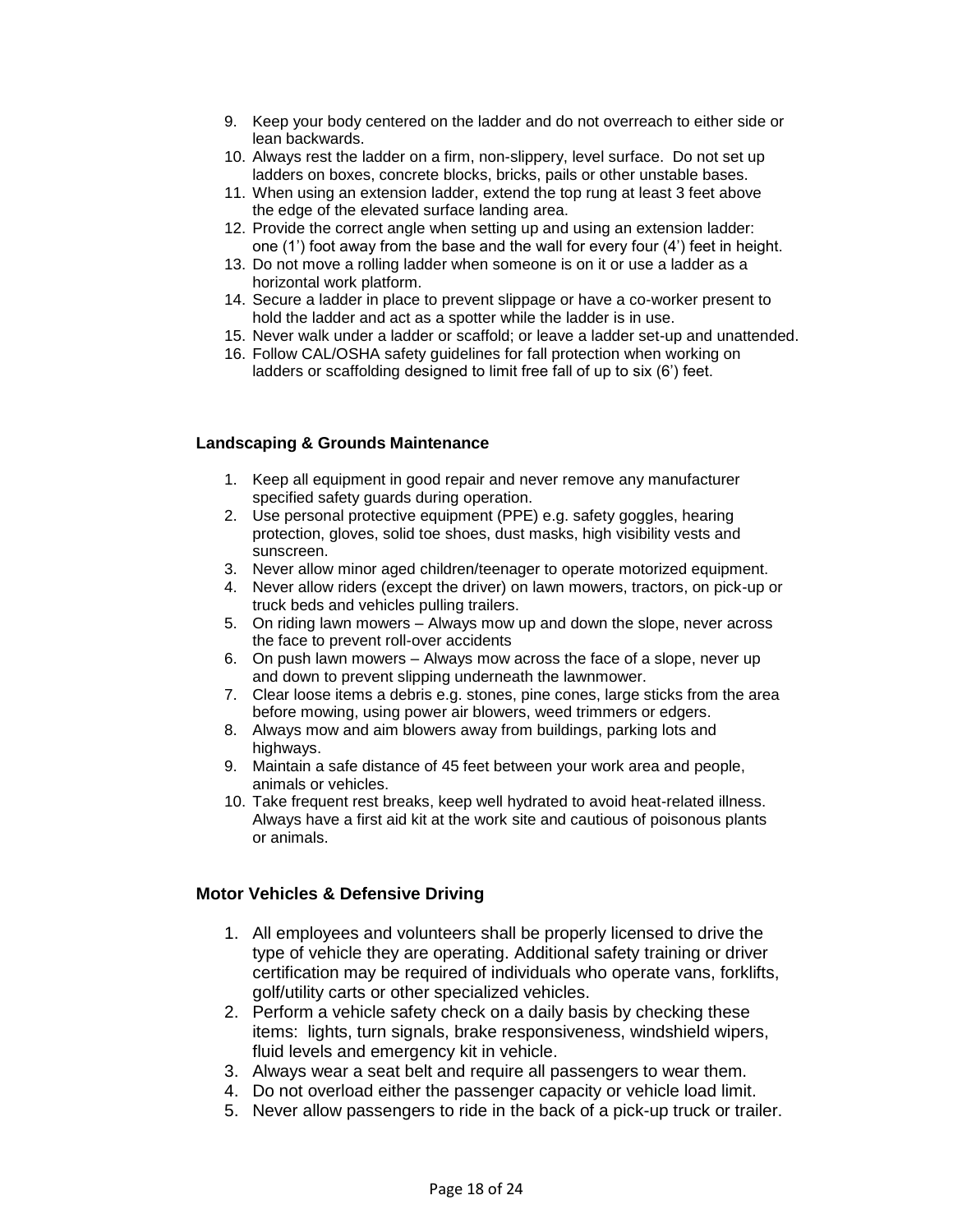9. Keep your body centered on the ladder and do not overreach to either side or lean backwards.
10. Always rest the ladder on a firm, non-slippery, level surface. Do not set up ladders on boxes, concrete blocks, bricks, pails or other unstable bases.
11. When using an extension ladder, extend the top rung at least 3 feet above the edge of the elevated surface landing area.
12. Provide the correct angle when setting up and using an extension ladder: one (1') foot away from the base and the wall for every four (4') feet in height.
13. Do not move a rolling ladder when someone is on it or use a ladder as a horizontal work platform.
14. Secure a ladder in place to prevent slippage or have a co-worker present to hold the ladder and act as a spotter while the ladder is in use.
15. Never walk under a ladder or scaffold; or leave a ladder set-up and unattended.
16. Follow CAL/OSHA safety guidelines for fall protection when working on ladders or scaffolding designed to limit free fall of up to six (6') feet.

**Landscaping & Grounds Maintenance**

1. Keep all equipment in good repair and never remove any manufacturer specified safety guards during operation.
2. Use personal protective equipment (PPE) e.g. safety goggles, hearing protection, gloves, solid toe shoes, dust masks, high visibility vests and sunscreen.
3. Never allow minor aged children/teenager to operate motorized equipment.
4. Never allow riders (except the driver) on lawn mowers, tractors, on pick-up or truck beds and vehicles pulling trailers.
5. On riding lawn mowers – Always mow up and down the slope, never across the face to prevent roll-over accidents
6. On push lawn mowers – Always mow across the face of a slope, never up and down to prevent slipping underneath the lawnmower.
7. Clear loose items a debris e.g. stones, pine cones, large sticks from the area before mowing, using power air blowers, weed trimmers or edgers.
8. Always mow and aim blowers away from buildings, parking lots and highways.
9. Maintain a safe distance of 45 feet between your work area and people, animals or vehicles.
10. Take frequent rest breaks, keep well hydrated to avoid heat-related illness. Always have a first aid kit at the work site and cautious of poisonous plants or animals.

**Motor Vehicles & Defensive Driving**

1. All employees and volunteers shall be properly licensed to drive the type of vehicle they are operating. Additional safety training or driver certification may be required of individuals who operate vans, forklifts, golf/utility carts or other specialized vehicles.
2. Perform a vehicle safety check on a daily basis by checking these items: lights, turn signals, brake responsiveness, windshield wipers, fluid levels and emergency kit in vehicle.
3. Always wear a seat belt and require all passengers to wear them.
4. Do not overload either the passenger capacity or vehicle load limit.
5. Never allow passengers to ride in the back of a pick-up truck or trailer.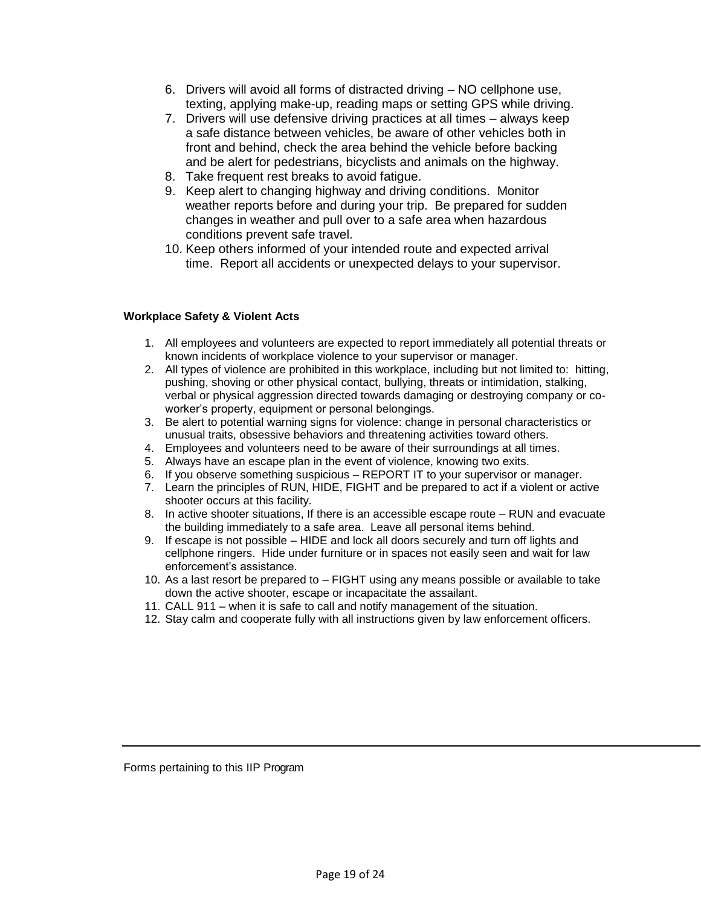6. Drivers will avoid all forms of distracted driving – NO cellphone use, texting, applying make-up, reading maps or setting GPS while driving.
7. Drivers will use defensive driving practices at all times – always keep a safe distance between vehicles, be aware of other vehicles both in front and behind, check the area behind the vehicle before backing and be alert for pedestrians, bicyclists and animals on the highway.
8. Take frequent rest breaks to avoid fatigue.
9. Keep alert to changing highway and driving conditions. Monitor weather reports before and during your trip. Be prepared for sudden changes in weather and pull over to a safe area when hazardous conditions prevent safe travel.
10. Keep others informed of your intended route and expected arrival time. Report all accidents or unexpected delays to your supervisor.

**Workplace Safety & Violent Acts**

1. All employees and volunteers are expected to report immediately all potential threats or known incidents of workplace violence to your supervisor or manager.
2. All types of violence are prohibited in this workplace, including but not limited to: hitting, pushing, shoving or other physical contact, bullying, threats or intimidation, stalking, verbal or physical aggression directed towards damaging or destroying company or co-worker's property, equipment or personal belongings.
3. Be alert to potential warning signs for violence: change in personal characteristics or unusual traits, obsessive behaviors and threatening activities toward others.
4. Employees and volunteers need to be aware of their surroundings at all times.
5. Always have an escape plan in the event of violence, knowing two exits.
6. If you observe something suspicious – REPORT IT to your supervisor or manager.
7. Learn the principles of RUN, HIDE, FIGHT and be prepared to act if a violent or active shooter occurs at this facility.
8. In active shooter situations, If there is an accessible escape route – RUN and evacuate the building immediately to a safe area. Leave all personal items behind.
9. If escape is not possible – HIDE and lock all doors securely and turn off lights and cellphone ringers. Hide under furniture or in spaces not easily seen and wait for law enforcement's assistance.
10. As a last resort be prepared to – FIGHT using any means possible or available to take down the active shooter, escape or incapacitate the assailant.
11. CALL 911 – when it is safe to call and notify management of the situation.
12. Stay calm and cooperate fully with all instructions given by law enforcement officers.

---

Forms pertaining to this IIP Program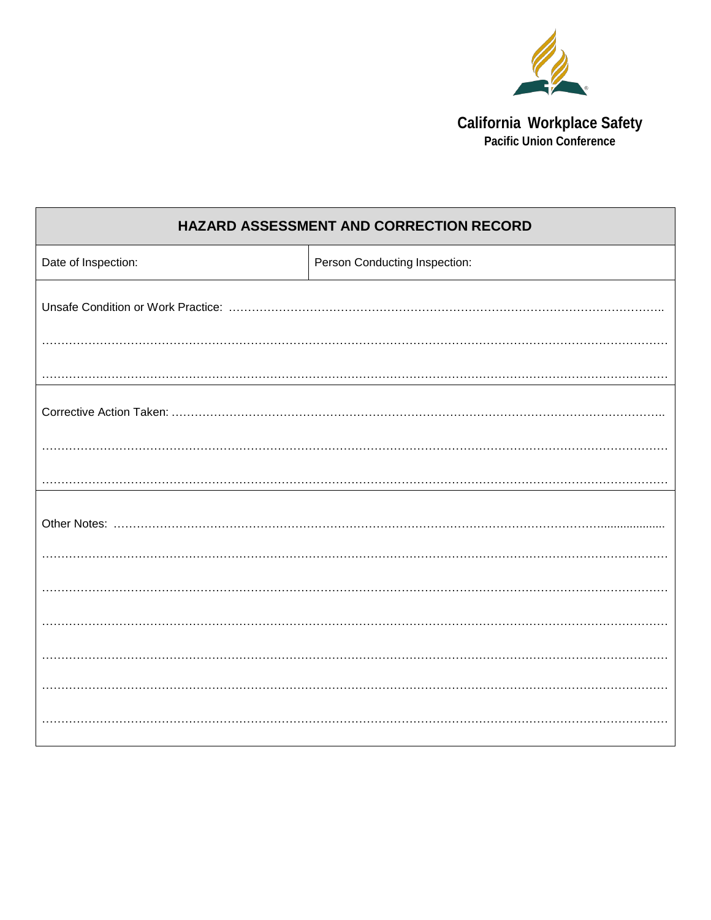**California Workplace Safety**
**Pacific Union Conference**

| HAZARD ASSESSMENT AND CORRECTION RECORD | |
|---|---|
| Date of Inspection: | Person Conducting Inspection: |

Unsafe Condition or Work Practice: ……………………………………………………………………………………………………

……………………………………………………………………………………………………………………………………………

……………………………………………………………………………………………………………………………………………

Corrective Action Taken: ………………………………………………………………………………………………………………

……………………………………………………………………………………………………………………………………………

……………………………………………………………………………………………………………………………………………

Other Notes: ……………………………………………………………………………………………………………………………

……………………………………………………………………………………………………………………………………………

……………………………………………………………………………………………………………………………………………

……………………………………………………………………………………………………………………………………………

……………………………………………………………………………………………………………………………………………

……………………………………………………………………………………………………………………………………………

……………………………………………………………………………………………………………………………………………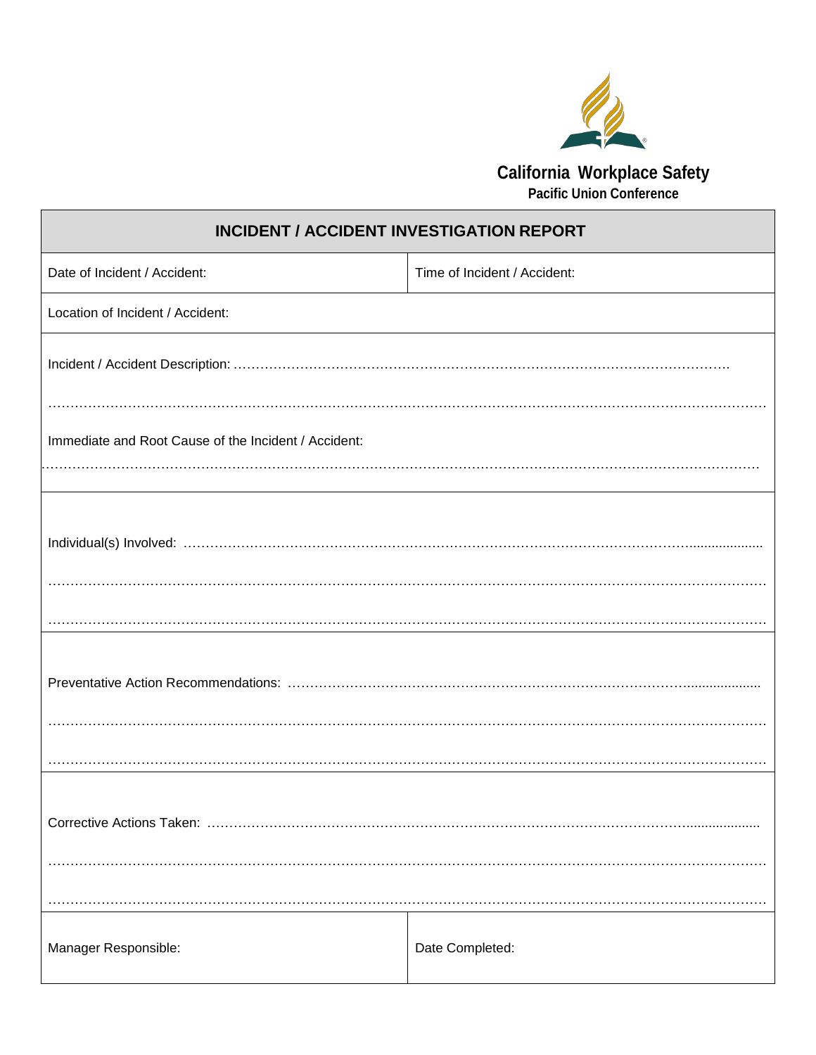**California Workplace Safety**
**Pacific Union Conference**

| INCIDENT / ACCIDENT INVESTIGATION REPORT | |
|---|---|
| Date of Incident / Accident: | Time of Incident / Accident: |
| Location of Incident / Accident: | |
| Incident / Accident Description: ………………………………………………………………………………………………. ……………………………………………………………………………………………………………………………………… Immediate and Root Cause of the Incident / Accident: ……………………………………………………………………………………………………………………………………… | |
| Individual(s) Involved: ……………………………………………………………………………………………………………… ……………………………………………………………………………………………………………………………………… ……………………………………………………………………………………………………………………………………… | |
| Preventative Action Recommendations: …………………………………………………………………………………………… ……………………………………………………………………………………………………………………………………… ……………………………………………………………………………………………………………………………………… | |
| Corrective Actions Taken: ………………………………………………………………………………………………………… ……………………………………………………………………………………………………………………………………… ……………………………………………………………………………………………………………………………………… | |
| Manager Responsible: | Date Completed: |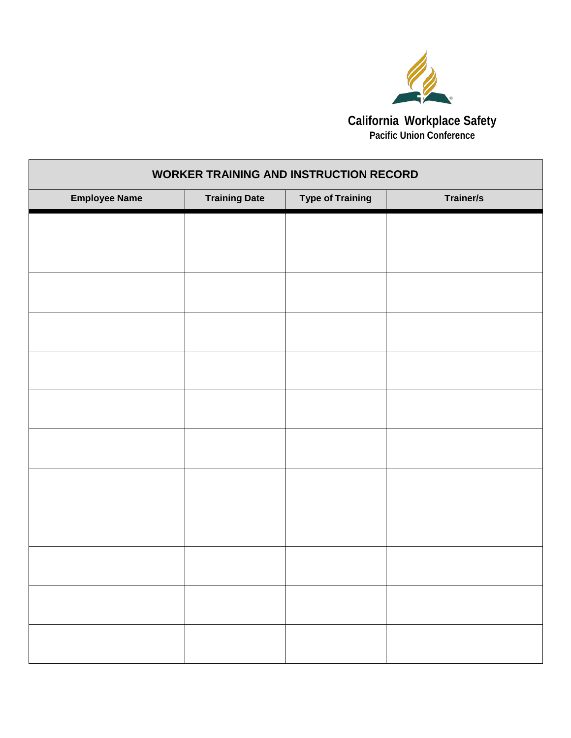**California Workplace Safety**
**Pacific Union Conference**

| WORKER TRAINING AND INSTRUCTION RECORD | | | |
|---|---|---|---|
| **Employee Name** | **Training Date** | **Type of Training** | **Trainer/s** |
| | | | |
| | | | |
| | | | |
| | | | |
| | | | |
| | | | |
| | | | |
| | | | |
| | | | |
| | | | |
| | | | |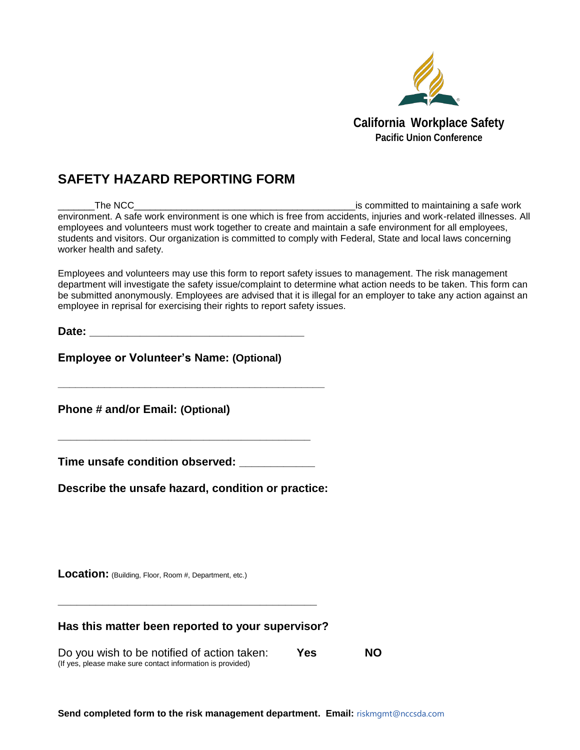California Workplace Safety
Pacific Union Conference

# SAFETY HAZARD REPORTING FORM

_______The NCC_________________________________________is committed to maintaining a safe work environment. A safe work environment is one which is free from accidents, injuries and work-related illnesses. All employees and volunteers must work together to create and maintain a safe environment for all employees, students and visitors. Our organization is committed to comply with Federal, State and local laws concerning worker health and safety.

Employees and volunteers may use this form to report safety issues to management. The risk management department will investigate the safety issue/complaint to determine what action needs to be taken. This form can be submitted anonymously. Employees are advised that it is illegal for an employer to take any action against an employee in reprisal for exercising their rights to report safety issues.

**Date:** ___________________________________

**Employee or Volunteer's Name: (Optional)**

_____________________________________________

**Phone # and/or Email: (Optional)**

__________________________________________

**Time unsafe condition observed:** ___________

**Describe the unsafe hazard, condition or practice:**

**Location:** (Building, Floor, Room #, Department, etc.)

___________________________________________

**Has this matter been reported to your supervisor?**

Do you wish to be notified of action taken: **Yes** **NO**
(If yes, please make sure contact information is provided)

**Send completed form to the risk management department. Email:** riskmgmt@nccsda.com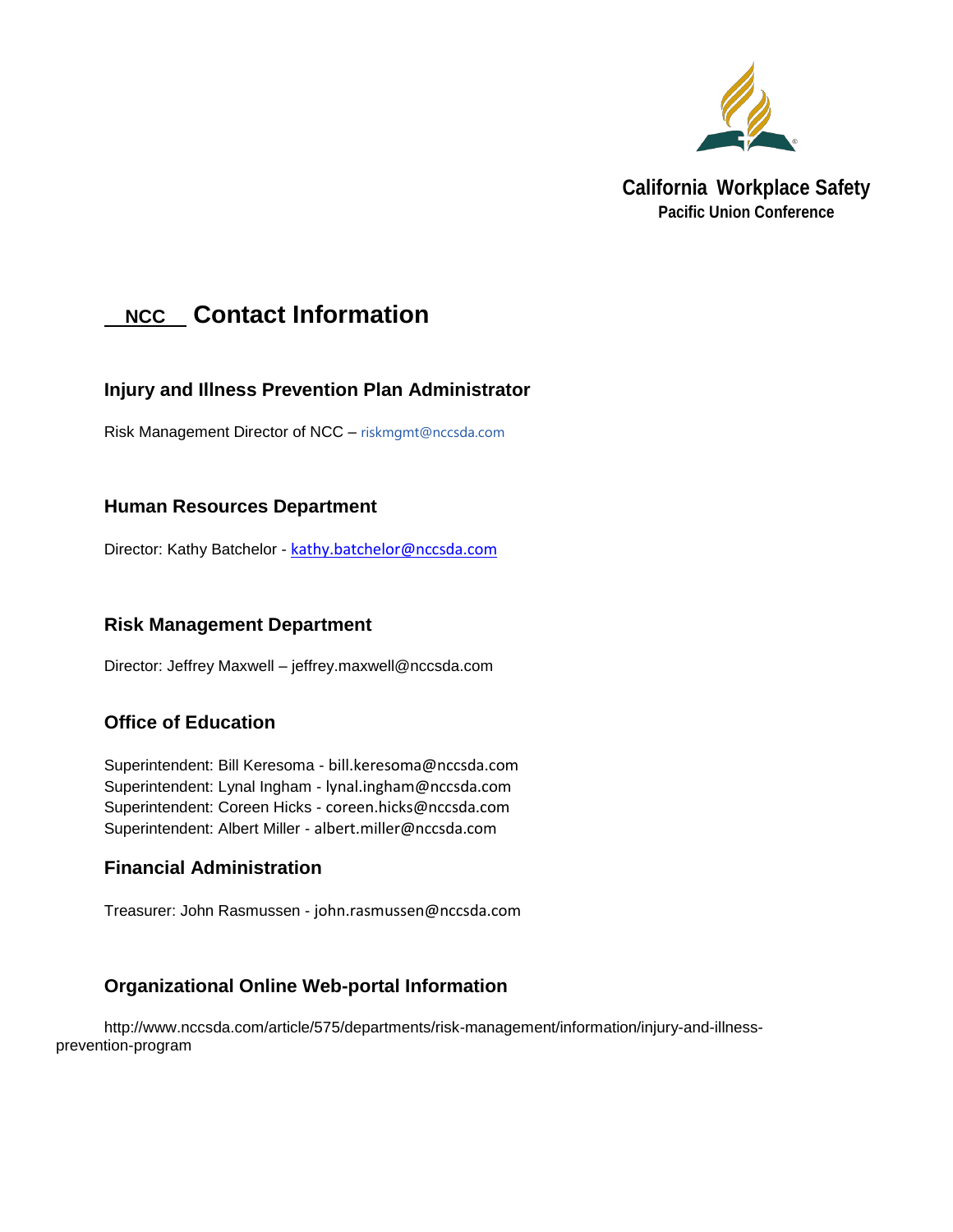**California Workplace Safety**
**Pacific Union Conference**

# NCC Contact Information

## Injury and Illness Prevention Plan Administrator

Risk Management Director of NCC – riskmgmt@nccsda.com

## Human Resources Department

Director: Kathy Batchelor - kathy.batchelor@nccsda.com

## Risk Management Department

Director: Jeffrey Maxwell – jeffrey.maxwell@nccsda.com

## Office of Education

Superintendent: Bill Keresoma - bill.keresoma@nccsda.com
Superintendent: Lynal Ingham - lynal.ingham@nccsda.com
Superintendent: Coreen Hicks - coreen.hicks@nccsda.com
Superintendent: Albert Miller - albert.miller@nccsda.com

## Financial Administration

Treasurer: John Rasmussen - john.rasmussen@nccsda.com

## Organizational Online Web-portal Information

http://www.nccsda.com/article/575/departments/risk-management/information/injury-and-illness-prevention-program